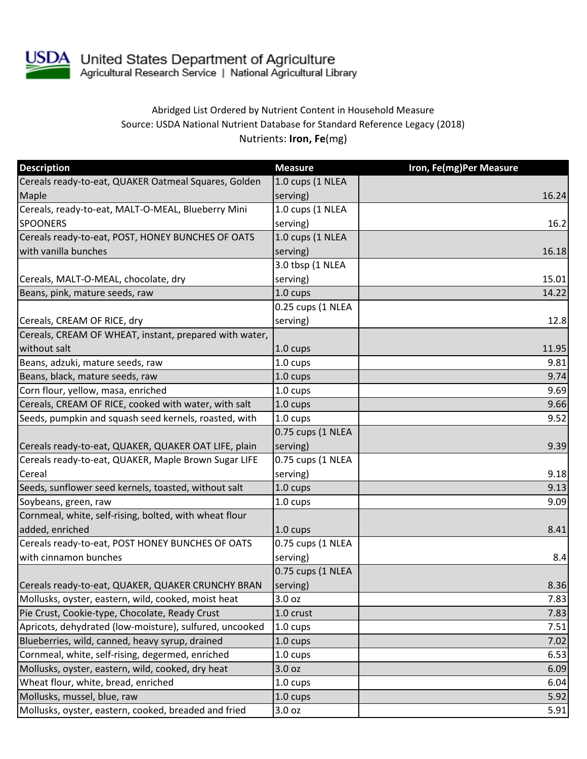United States Department of Agriculture
Agricultural Research Service | National Agricultural Library

Abridged List Ordered by Nutrient Content in Household Measure
Source: USDA National Nutrient Database for Standard Reference Legacy (2018)
Nutrients: **Iron, Fe**(mg)

| Description | Measure | Iron, Fe(mg)Per Measure |
|---|---|---|
| Cereals ready-to-eat, QUAKER Oatmeal Squares, Golden Maple | 1.0 cups (1 NLEA serving) | 16.24 |
| Cereals, ready-to-eat, MALT-O-MEAL, Blueberry Mini SPOONERS | 1.0 cups (1 NLEA serving) | 16.2 |
| Cereals ready-to-eat, POST, HONEY BUNCHES OF OATS with vanilla bunches | 1.0 cups (1 NLEA serving) | 16.18 |
| Cereals, MALT-O-MEAL, chocolate, dry | 3.0 tbsp (1 NLEA serving) | 15.01 |
| Beans, pink, mature seeds, raw | 1.0 cups | 14.22 |
| Cereals, CREAM OF RICE, dry | 0.25 cups (1 NLEA serving) | 12.8 |
| Cereals, CREAM OF WHEAT, instant, prepared with water, without salt | 1.0 cups | 11.95 |
| Beans, adzuki, mature seeds, raw | 1.0 cups | 9.81 |
| Beans, black, mature seeds, raw | 1.0 cups | 9.74 |
| Corn flour, yellow, masa, enriched | 1.0 cups | 9.69 |
| Cereals, CREAM OF RICE, cooked with water, with salt | 1.0 cups | 9.66 |
| Seeds, pumpkin and squash seed kernels, roasted, with | 1.0 cups | 9.52 |
| Cereals ready-to-eat, QUAKER, QUAKER OAT LIFE, plain | 0.75 cups (1 NLEA serving) | 9.39 |
| Cereals ready-to-eat, QUAKER, Maple Brown Sugar LIFE Cereal | 0.75 cups (1 NLEA serving) | 9.18 |
| Seeds, sunflower seed kernels, toasted, without salt | 1.0 cups | 9.13 |
| Soybeans, green, raw | 1.0 cups | 9.09 |
| Cornmeal, white, self-rising, bolted, with wheat flour added, enriched | 1.0 cups | 8.41 |
| Cereals ready-to-eat, POST HONEY BUNCHES OF OATS with cinnamon bunches | 0.75 cups (1 NLEA serving) | 8.4 |
| Cereals ready-to-eat, QUAKER, QUAKER CRUNCHY BRAN | 0.75 cups (1 NLEA serving) | 8.36 |
| Mollusks, oyster, eastern, wild, cooked, moist heat | 3.0 oz | 7.83 |
| Pie Crust, Cookie-type, Chocolate, Ready Crust | 1.0 crust | 7.83 |
| Apricots, dehydrated (low-moisture), sulfured, uncooked | 1.0 cups | 7.51 |
| Blueberries, wild, canned, heavy syrup, drained | 1.0 cups | 7.02 |
| Cornmeal, white, self-rising, degermed, enriched | 1.0 cups | 6.53 |
| Mollusks, oyster, eastern, wild, cooked, dry heat | 3.0 oz | 6.09 |
| Wheat flour, white, bread, enriched | 1.0 cups | 6.04 |
| Mollusks, mussel, blue, raw | 1.0 cups | 5.92 |
| Mollusks, oyster, eastern, cooked, breaded and fried | 3.0 oz | 5.91 |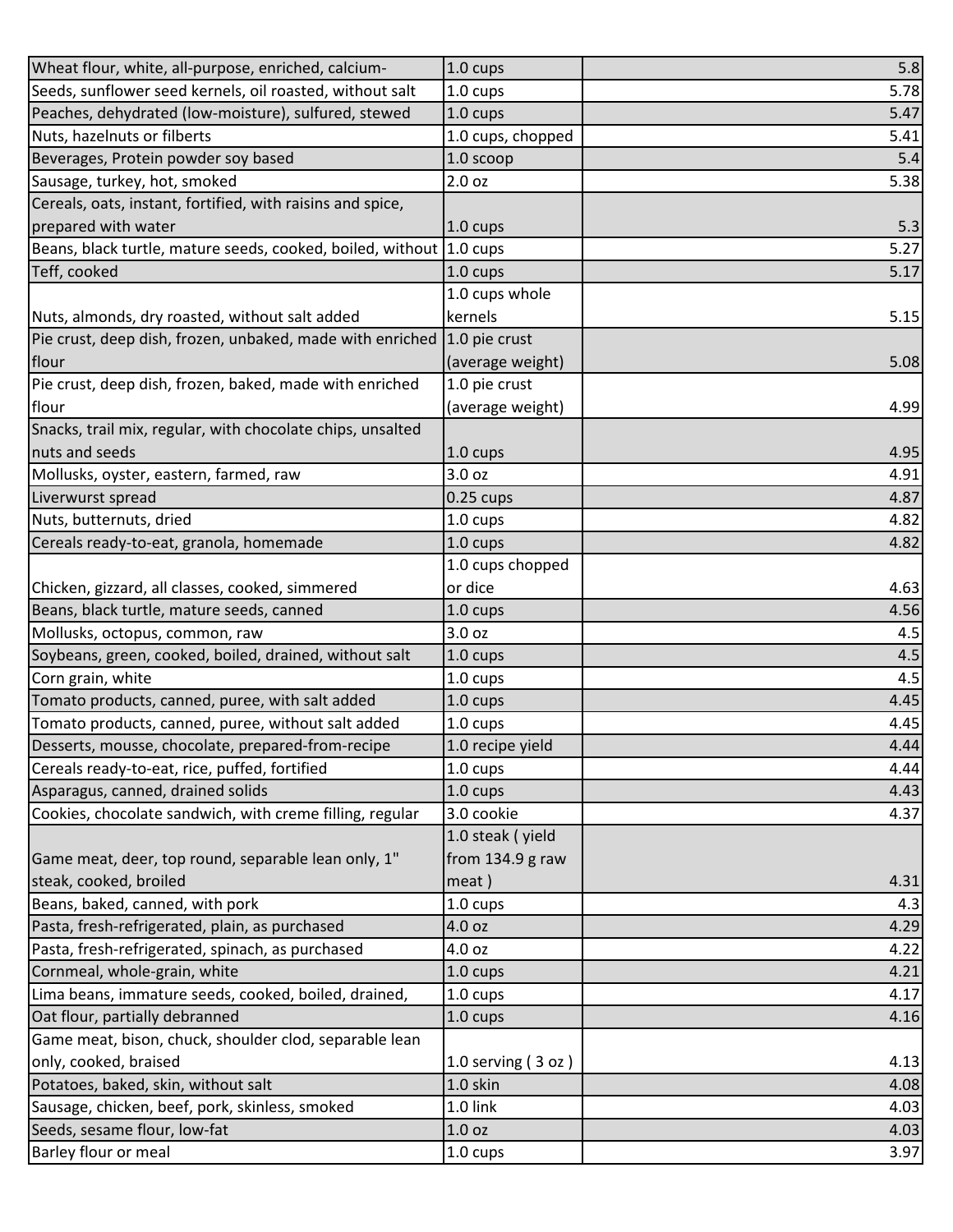| | | |
|---|---|---|
| Wheat flour, white, all-purpose, enriched, calcium- | 1.0 cups | 5.8 |
| Seeds, sunflower seed kernels, oil roasted, without salt | 1.0 cups | 5.78 |
| Peaches, dehydrated (low-moisture), sulfured, stewed | 1.0 cups | 5.47 |
| Nuts, hazelnuts or filberts | 1.0 cups, chopped | 5.41 |
| Beverages, Protein powder soy based | 1.0 scoop | 5.4 |
| Sausage, turkey, hot, smoked | 2.0 oz | 5.38 |
| Cereals, oats, instant, fortified, with raisins and spice, prepared with water | 1.0 cups | 5.3 |
| Beans, black turtle, mature seeds, cooked, boiled, without | 1.0 cups | 5.27 |
| Teff, cooked | 1.0 cups | 5.17 |
| Nuts, almonds, dry roasted, without salt added | 1.0 cups whole kernels | 5.15 |
| Pie crust, deep dish, frozen, unbaked, made with enriched flour | 1.0 pie crust (average weight) | 5.08 |
| Pie crust, deep dish, frozen, baked, made with enriched flour | 1.0 pie crust (average weight) | 4.99 |
| Snacks, trail mix, regular, with chocolate chips, unsalted nuts and seeds | 1.0 cups | 4.95 |
| Mollusks, oyster, eastern, farmed, raw | 3.0 oz | 4.91 |
| Liverwurst spread | 0.25 cups | 4.87 |
| Nuts, butternuts, dried | 1.0 cups | 4.82 |
| Cereals ready-to-eat, granola, homemade | 1.0 cups | 4.82 |
| Chicken, gizzard, all classes, cooked, simmered | 1.0 cups chopped or dice | 4.63 |
| Beans, black turtle, mature seeds, canned | 1.0 cups | 4.56 |
| Mollusks, octopus, common, raw | 3.0 oz | 4.5 |
| Soybeans, green, cooked, boiled, drained, without salt | 1.0 cups | 4.5 |
| Corn grain, white | 1.0 cups | 4.5 |
| Tomato products, canned, puree, with salt added | 1.0 cups | 4.45 |
| Tomato products, canned, puree, without salt added | 1.0 cups | 4.45 |
| Desserts, mousse, chocolate, prepared-from-recipe | 1.0 recipe yield | 4.44 |
| Cereals ready-to-eat, rice, puffed, fortified | 1.0 cups | 4.44 |
| Asparagus, canned, drained solids | 1.0 cups | 4.43 |
| Cookies, chocolate sandwich, with creme filling, regular | 3.0 cookie | 4.37 |
| Game meat, deer, top round, separable lean only, 1" steak, cooked, broiled | 1.0 steak ( yield from 134.9 g raw meat ) | 4.31 |
| Beans, baked, canned, with pork | 1.0 cups | 4.3 |
| Pasta, fresh-refrigerated, plain, as purchased | 4.0 oz | 4.29 |
| Pasta, fresh-refrigerated, spinach, as purchased | 4.0 oz | 4.22 |
| Cornmeal, whole-grain, white | 1.0 cups | 4.21 |
| Lima beans, immature seeds, cooked, boiled, drained, | 1.0 cups | 4.17 |
| Oat flour, partially debranned | 1.0 cups | 4.16 |
| Game meat, bison, chuck, shoulder clod, separable lean only, cooked, braised | 1.0 serving ( 3 oz ) | 4.13 |
| Potatoes, baked, skin, without salt | 1.0 skin | 4.08 |
| Sausage, chicken, beef, pork, skinless, smoked | 1.0 link | 4.03 |
| Seeds, sesame flour, low-fat | 1.0 oz | 4.03 |
| Barley flour or meal | 1.0 cups | 3.97 |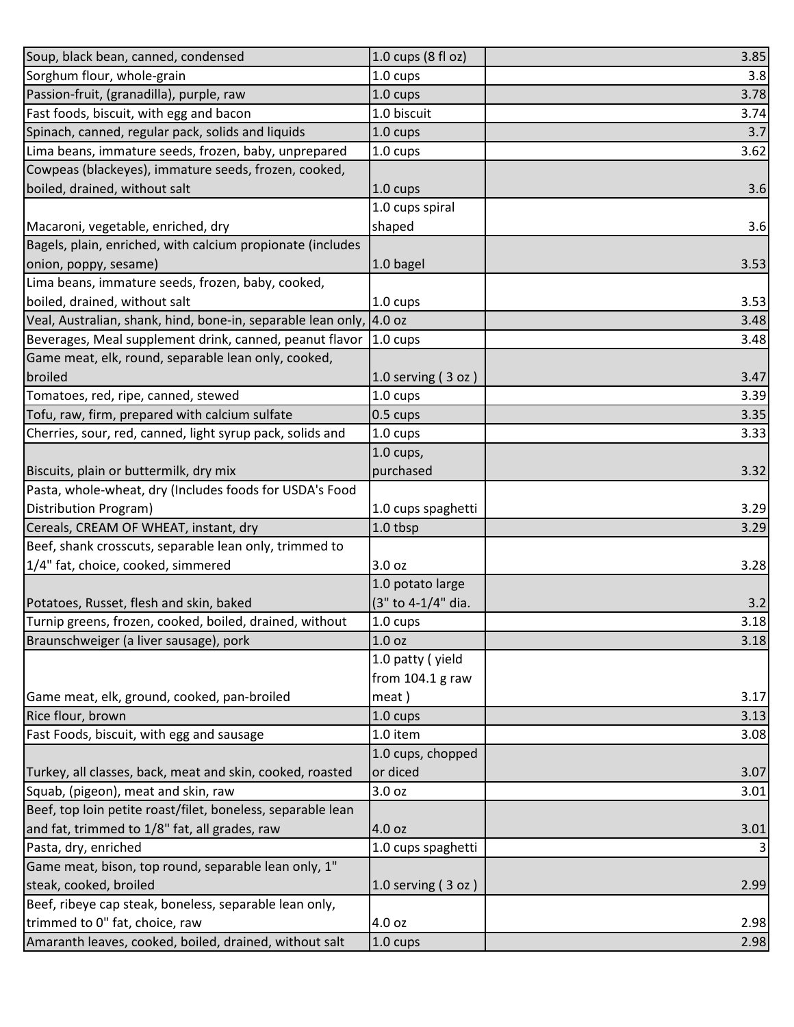| | | |
|---|---|---|
| Soup, black bean, canned, condensed | 1.0 cups (8 fl oz) | 3.85 |
| Sorghum flour, whole-grain | 1.0 cups | 3.8 |
| Passion-fruit, (granadilla), purple, raw | 1.0 cups | 3.78 |
| Fast foods, biscuit, with egg and bacon | 1.0 biscuit | 3.74 |
| Spinach, canned, regular pack, solids and liquids | 1.0 cups | 3.7 |
| Lima beans, immature seeds, frozen, baby, unprepared | 1.0 cups | 3.62 |
| Cowpeas (blackeyes), immature seeds, frozen, cooked, boiled, drained, without salt | 1.0 cups | 3.6 |
| Macaroni, vegetable, enriched, dry | 1.0 cups spiral shaped | 3.6 |
| Bagels, plain, enriched, with calcium propionate (includes onion, poppy, sesame) | 1.0 bagel | 3.53 |
| Lima beans, immature seeds, frozen, baby, cooked, boiled, drained, without salt | 1.0 cups | 3.53 |
| Veal, Australian, shank, hind, bone-in, separable lean only, | 4.0 oz | 3.48 |
| Beverages, Meal supplement drink, canned, peanut flavor | 1.0 cups | 3.48 |
| Game meat, elk, round, separable lean only, cooked, broiled | 1.0 serving ( 3 oz ) | 3.47 |
| Tomatoes, red, ripe, canned, stewed | 1.0 cups | 3.39 |
| Tofu, raw, firm, prepared with calcium sulfate | 0.5 cups | 3.35 |
| Cherries, sour, red, canned, light syrup pack, solids and | 1.0 cups | 3.33 |
| Biscuits, plain or buttermilk, dry mix | 1.0 cups, purchased | 3.32 |
| Pasta, whole-wheat, dry (Includes foods for USDA's Food Distribution Program) | 1.0 cups spaghetti | 3.29 |
| Cereals, CREAM OF WHEAT, instant, dry | 1.0 tbsp | 3.29 |
| Beef, shank crosscuts, separable lean only, trimmed to 1/4" fat, choice, cooked, simmered | 3.0 oz | 3.28 |
| Potatoes, Russet, flesh and skin, baked | 1.0 potato large (3" to 4-1/4" dia. | 3.2 |
| Turnip greens, frozen, cooked, boiled, drained, without | 1.0 cups | 3.18 |
| Braunschweiger (a liver sausage), pork | 1.0 oz | 3.18 |
| Game meat, elk, ground, cooked, pan-broiled | 1.0 patty ( yield from 104.1 g raw meat ) | 3.17 |
| Rice flour, brown | 1.0 cups | 3.13 |
| Fast Foods, biscuit, with egg and sausage | 1.0 item | 3.08 |
| Turkey, all classes, back, meat and skin, cooked, roasted | 1.0 cups, chopped or diced | 3.07 |
| Squab, (pigeon), meat and skin, raw | 3.0 oz | 3.01 |
| Beef, top loin petite roast/filet, boneless, separable lean and fat, trimmed to 1/8" fat, all grades, raw | 4.0 oz | 3.01 |
| Pasta, dry, enriched | 1.0 cups spaghetti | 3 |
| Game meat, bison, top round, separable lean only, 1" steak, cooked, broiled | 1.0 serving ( 3 oz ) | 2.99 |
| Beef, ribeye cap steak, boneless, separable lean only, trimmed to 0" fat, choice, raw | 4.0 oz | 2.98 |
| Amaranth leaves, cooked, boiled, drained, without salt | 1.0 cups | 2.98 |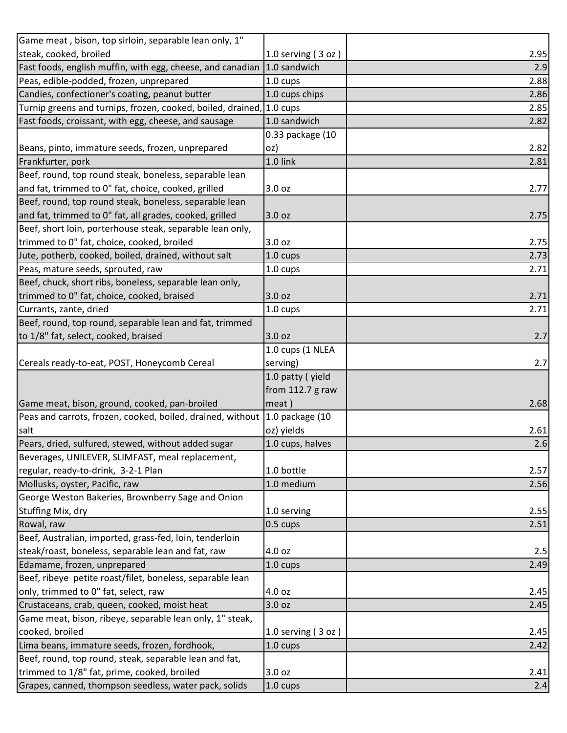| | | |
|---|---|---|
| Game meat , bison, top sirloin, separable lean only, 1" steak, cooked, broiled | 1.0 serving ( 3 oz ) | 2.95 |
| Fast foods, english muffin, with egg, cheese, and canadian | 1.0 sandwich | 2.9 |
| Peas, edible-podded, frozen, unprepared | 1.0 cups | 2.88 |
| Candies, confectioner's coating, peanut butter | 1.0 cups chips | 2.86 |
| Turnip greens and turnips, frozen, cooked, boiled, drained, | 1.0 cups | 2.85 |
| Fast foods, croissant, with egg, cheese, and sausage | 1.0 sandwich | 2.82 |
| Beans, pinto, immature seeds, frozen, unprepared | 0.33 package (10 oz) | 2.82 |
| Frankfurter, pork | 1.0 link | 2.81 |
| Beef, round, top round steak, boneless, separable lean and fat, trimmed to 0" fat, choice, cooked, grilled | 3.0 oz | 2.77 |
| Beef, round, top round steak, boneless, separable lean and fat, trimmed to 0" fat, all grades, cooked, grilled | 3.0 oz | 2.75 |
| Beef, short loin, porterhouse steak, separable lean only, trimmed to 0" fat, choice, cooked, broiled | 3.0 oz | 2.75 |
| Jute, potherb, cooked, boiled, drained, without salt | 1.0 cups | 2.73 |
| Peas, mature seeds, sprouted, raw | 1.0 cups | 2.71 |
| Beef, chuck, short ribs, boneless, separable lean only, trimmed to 0" fat, choice, cooked, braised | 3.0 oz | 2.71 |
| Currants, zante, dried | 1.0 cups | 2.71 |
| Beef, round, top round, separable lean and fat, trimmed to 1/8" fat, select, cooked, braised | 3.0 oz | 2.7 |
| Cereals ready-to-eat, POST, Honeycomb Cereal | 1.0 cups (1 NLEA serving) | 2.7 |
| Game meat, bison, ground, cooked, pan-broiled | 1.0 patty ( yield from 112.7 g raw meat ) | 2.68 |
| Peas and carrots, frozen, cooked, boiled, drained, without salt | 1.0 package (10 oz) yields | 2.61 |
| Pears, dried, sulfured, stewed, without added sugar | 1.0 cups, halves | 2.6 |
| Beverages, UNILEVER, SLIMFAST, meal replacement, regular, ready-to-drink, 3-2-1 Plan | 1.0 bottle | 2.57 |
| Mollusks, oyster, Pacific, raw | 1.0 medium | 2.56 |
| George Weston Bakeries, Brownberry Sage and Onion Stuffing Mix, dry | 1.0 serving | 2.55 |
| Rowal, raw | 0.5 cups | 2.51 |
| Beef, Australian, imported, grass-fed, loin, tenderloin steak/roast, boneless, separable lean and fat, raw | 4.0 oz | 2.5 |
| Edamame, frozen, unprepared | 1.0 cups | 2.49 |
| Beef, ribeye petite roast/filet, boneless, separable lean only, trimmed to 0" fat, select, raw | 4.0 oz | 2.45 |
| Crustaceans, crab, queen, cooked, moist heat | 3.0 oz | 2.45 |
| Game meat, bison, ribeye, separable lean only, 1" steak, cooked, broiled | 1.0 serving ( 3 oz ) | 2.45 |
| Lima beans, immature seeds, frozen, fordhook, | 1.0 cups | 2.42 |
| Beef, round, top round, steak, separable lean and fat, trimmed to 1/8" fat, prime, cooked, broiled | 3.0 oz | 2.41 |
| Grapes, canned, thompson seedless, water pack, solids | 1.0 cups | 2.4 |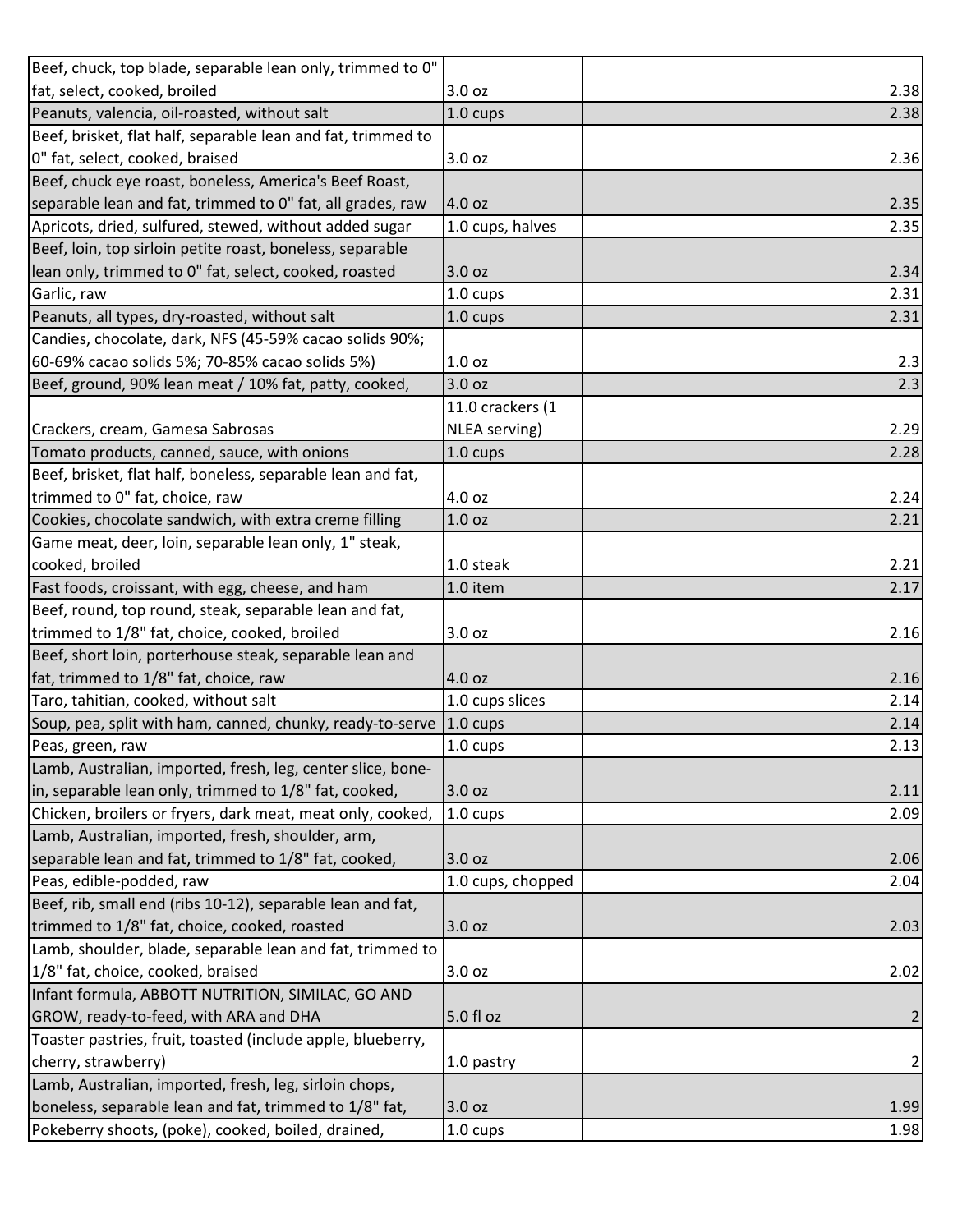| | | |
|---|---|---|
| Beef, chuck, top blade, separable lean only, trimmed to 0" fat, select, cooked, broiled | 3.0 oz | 2.38 |
| Peanuts, valencia, oil-roasted, without salt | 1.0 cups | 2.38 |
| Beef, brisket, flat half, separable lean and fat, trimmed to 0" fat, select, cooked, braised | 3.0 oz | 2.36 |
| Beef, chuck eye roast, boneless, America's Beef Roast, separable lean and fat, trimmed to 0" fat, all grades, raw | 4.0 oz | 2.35 |
| Apricots, dried, sulfured, stewed, without added sugar | 1.0 cups, halves | 2.35 |
| Beef, loin, top sirloin petite roast, boneless, separable lean only, trimmed to 0" fat, select, cooked, roasted | 3.0 oz | 2.34 |
| Garlic, raw | 1.0 cups | 2.31 |
| Peanuts, all types, dry-roasted, without salt | 1.0 cups | 2.31 |
| Candies, chocolate, dark, NFS (45-59% cacao solids 90%; 60-69% cacao solids 5%; 70-85% cacao solids 5%) | 1.0 oz | 2.3 |
| Beef, ground, 90% lean meat / 10% fat, patty, cooked, | 3.0 oz | 2.3 |
| Crackers, cream, Gamesa Sabrosas | 11.0 crackers (1 NLEA serving) | 2.29 |
| Tomato products, canned, sauce, with onions | 1.0 cups | 2.28 |
| Beef, brisket, flat half, boneless, separable lean and fat, trimmed to 0" fat, choice, raw | 4.0 oz | 2.24 |
| Cookies, chocolate sandwich, with extra creme filling | 1.0 oz | 2.21 |
| Game meat, deer, loin, separable lean only, 1" steak, cooked, broiled | 1.0 steak | 2.21 |
| Fast foods, croissant, with egg, cheese, and ham | 1.0 item | 2.17 |
| Beef, round, top round, steak, separable lean and fat, trimmed to 1/8" fat, choice, cooked, broiled | 3.0 oz | 2.16 |
| Beef, short loin, porterhouse steak, separable lean and fat, trimmed to 1/8" fat, choice, raw | 4.0 oz | 2.16 |
| Taro, tahitian, cooked, without salt | 1.0 cups slices | 2.14 |
| Soup, pea, split with ham, canned, chunky, ready-to-serve | 1.0 cups | 2.14 |
| Peas, green, raw | 1.0 cups | 2.13 |
| Lamb, Australian, imported, fresh, leg, center slice, bone-in, separable lean only, trimmed to 1/8" fat, cooked, | 3.0 oz | 2.11 |
| Chicken, broilers or fryers, dark meat, meat only, cooked, | 1.0 cups | 2.09 |
| Lamb, Australian, imported, fresh, shoulder, arm, separable lean and fat, trimmed to 1/8" fat, cooked, | 3.0 oz | 2.06 |
| Peas, edible-podded, raw | 1.0 cups, chopped | 2.04 |
| Beef, rib, small end (ribs 10-12), separable lean and fat, trimmed to 1/8" fat, choice, cooked, roasted | 3.0 oz | 2.03 |
| Lamb, shoulder, blade, separable lean and fat, trimmed to 1/8" fat, choice, cooked, braised | 3.0 oz | 2.02 |
| Infant formula, ABBOTT NUTRITION, SIMILAC, GO AND GROW, ready-to-feed, with ARA and DHA | 5.0 fl oz | 2 |
| Toaster pastries, fruit, toasted (include apple, blueberry, cherry, strawberry) | 1.0 pastry | 2 |
| Lamb, Australian, imported, fresh, leg, sirloin chops, boneless, separable lean and fat, trimmed to 1/8" fat, | 3.0 oz | 1.99 |
| Pokeberry shoots, (poke), cooked, boiled, drained, | 1.0 cups | 1.98 |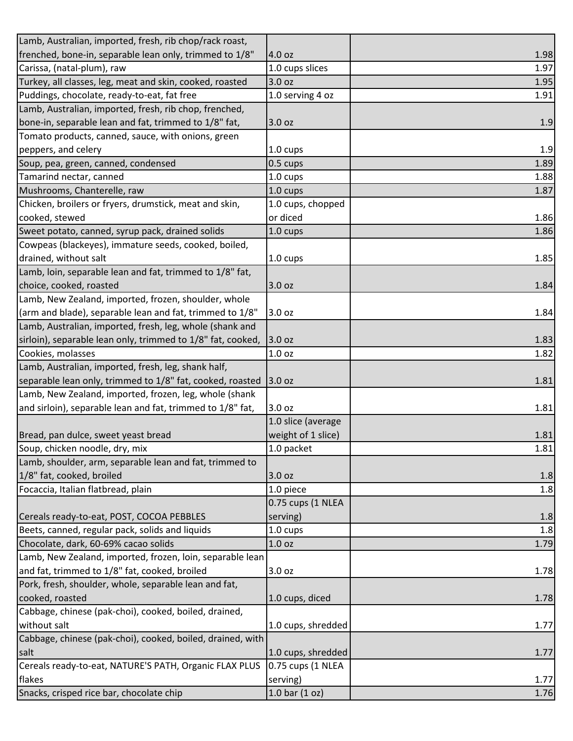| | | |
|---|---|---|
| Lamb, Australian, imported, fresh, rib chop/rack roast, frenched, bone-in, separable lean only, trimmed to 1/8" | 4.0 oz | 1.98 |
| Carissa, (natal-plum), raw | 1.0 cups slices | 1.97 |
| Turkey, all classes, leg, meat and skin, cooked, roasted | 3.0 oz | 1.95 |
| Puddings, chocolate, ready-to-eat, fat free | 1.0 serving 4 oz | 1.91 |
| Lamb, Australian, imported, fresh, rib chop, frenched, bone-in, separable lean and fat, trimmed to 1/8" fat, | 3.0 oz | 1.9 |
| Tomato products, canned, sauce, with onions, green peppers, and celery | 1.0 cups | 1.9 |
| Soup, pea, green, canned, condensed | 0.5 cups | 1.89 |
| Tamarind nectar, canned | 1.0 cups | 1.88 |
| Mushrooms, Chanterelle, raw | 1.0 cups | 1.87 |
| Chicken, broilers or fryers, drumstick, meat and skin, cooked, stewed | 1.0 cups, chopped or diced | 1.86 |
| Sweet potato, canned, syrup pack, drained solids | 1.0 cups | 1.86 |
| Cowpeas (blackeyes), immature seeds, cooked, boiled, drained, without salt | 1.0 cups | 1.85 |
| Lamb, loin, separable lean and fat, trimmed to 1/8" fat, choice, cooked, roasted | 3.0 oz | 1.84 |
| Lamb, New Zealand, imported, frozen, shoulder, whole (arm and blade), separable lean and fat, trimmed to 1/8" | 3.0 oz | 1.84 |
| Lamb, Australian, imported, fresh, leg, whole (shank and sirloin), separable lean only, trimmed to 1/8" fat, cooked, | 3.0 oz | 1.83 |
| Cookies, molasses | 1.0 oz | 1.82 |
| Lamb, Australian, imported, fresh, leg, shank half, separable lean only, trimmed to 1/8" fat, cooked, roasted | 3.0 oz | 1.81 |
| Lamb, New Zealand, imported, frozen, leg, whole (shank and sirloin), separable lean and fat, trimmed to 1/8" fat, | 3.0 oz | 1.81 |
| Bread, pan dulce, sweet yeast bread | 1.0 slice (average weight of 1 slice) | 1.81 |
| Soup, chicken noodle, dry, mix | 1.0 packet | 1.81 |
| Lamb, shoulder, arm, separable lean and fat, trimmed to 1/8" fat, cooked, broiled | 3.0 oz | 1.8 |
| Focaccia, Italian flatbread, plain | 1.0 piece | 1.8 |
| Cereals ready-to-eat, POST, COCOA PEBBLES | 0.75 cups (1 NLEA serving) | 1.8 |
| Beets, canned, regular pack, solids and liquids | 1.0 cups | 1.8 |
| Chocolate, dark, 60-69% cacao solids | 1.0 oz | 1.79 |
| Lamb, New Zealand, imported, frozen, loin, separable lean and fat, trimmed to 1/8" fat, cooked, broiled | 3.0 oz | 1.78 |
| Pork, fresh, shoulder, whole, separable lean and fat, cooked, roasted | 1.0 cups, diced | 1.78 |
| Cabbage, chinese (pak-choi), cooked, boiled, drained, without salt | 1.0 cups, shredded | 1.77 |
| Cabbage, chinese (pak-choi), cooked, boiled, drained, with salt | 1.0 cups, shredded | 1.77 |
| Cereals ready-to-eat, NATURE'S PATH, Organic FLAX PLUS flakes | 0.75 cups (1 NLEA serving) | 1.77 |
| Snacks, crisped rice bar, chocolate chip | 1.0 bar (1 oz) | 1.76 |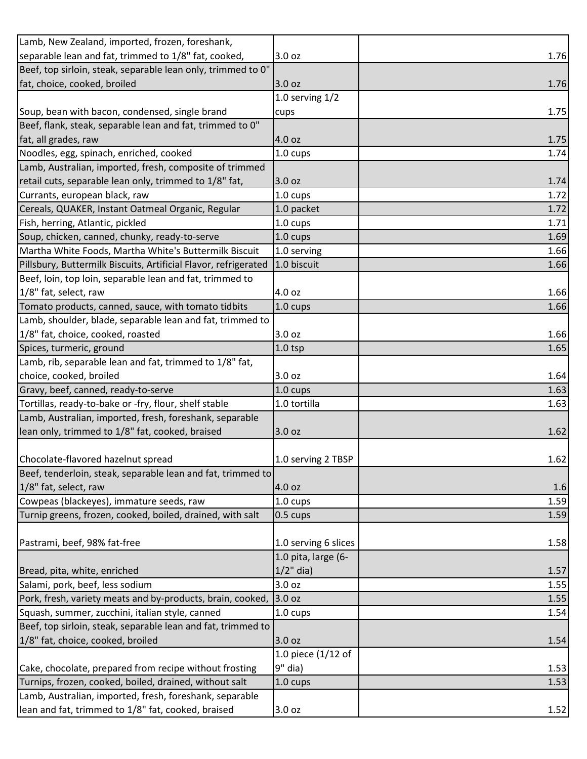| | | |
|---|---|---|
| Lamb, New Zealand, imported, frozen, foreshank, separable lean and fat, trimmed to 1/8" fat, cooked, | 3.0 oz | 1.76 |
| Beef, top sirloin, steak, separable lean only, trimmed to 0" fat, choice, cooked, broiled | 3.0 oz | 1.76 |
| Soup, bean with bacon, condensed, single brand | 1.0 serving 1/2 cups | 1.75 |
| Beef, flank, steak, separable lean and fat, trimmed to 0" fat, all grades, raw | 4.0 oz | 1.75 |
| Noodles, egg, spinach, enriched, cooked | 1.0 cups | 1.74 |
| Lamb, Australian, imported, fresh, composite of trimmed retail cuts, separable lean only, trimmed to 1/8" fat, | 3.0 oz | 1.74 |
| Currants, european black, raw | 1.0 cups | 1.72 |
| Cereals, QUAKER, Instant Oatmeal Organic, Regular | 1.0 packet | 1.72 |
| Fish, herring, Atlantic, pickled | 1.0 cups | 1.71 |
| Soup, chicken, canned, chunky, ready-to-serve | 1.0 cups | 1.69 |
| Martha White Foods, Martha White's Buttermilk Biscuit | 1.0 serving | 1.66 |
| Pillsbury, Buttermilk Biscuits, Artificial Flavor, refrigerated | 1.0 biscuit | 1.66 |
| Beef, loin, top loin, separable lean and fat, trimmed to 1/8" fat, select, raw | 4.0 oz | 1.66 |
| Tomato products, canned, sauce, with tomato tidbits | 1.0 cups | 1.66 |
| Lamb, shoulder, blade, separable lean and fat, trimmed to 1/8" fat, choice, cooked, roasted | 3.0 oz | 1.66 |
| Spices, turmeric, ground | 1.0 tsp | 1.65 |
| Lamb, rib, separable lean and fat, trimmed to 1/8" fat, choice, cooked, broiled | 3.0 oz | 1.64 |
| Gravy, beef, canned, ready-to-serve | 1.0 cups | 1.63 |
| Tortillas, ready-to-bake or -fry, flour, shelf stable | 1.0 tortilla | 1.63 |
| Lamb, Australian, imported, fresh, foreshank, separable lean only, trimmed to 1/8" fat, cooked, braised | 3.0 oz | 1.62 |
| Chocolate-flavored hazelnut spread | 1.0 serving 2 TBSP | 1.62 |
| Beef, tenderloin, steak, separable lean and fat, trimmed to 1/8" fat, select, raw | 4.0 oz | 1.6 |
| Cowpeas (blackeyes), immature seeds, raw | 1.0 cups | 1.59 |
| Turnip greens, frozen, cooked, boiled, drained, with salt | 0.5 cups | 1.59 |
| Pastrami, beef, 98% fat-free | 1.0 serving 6 slices | 1.58 |
| Bread, pita, white, enriched | 1.0 pita, large (6-1/2" dia) | 1.57 |
| Salami, pork, beef, less sodium | 3.0 oz | 1.55 |
| Pork, fresh, variety meats and by-products, brain, cooked, | 3.0 oz | 1.55 |
| Squash, summer, zucchini, italian style, canned | 1.0 cups | 1.54 |
| Beef, top sirloin, steak, separable lean and fat, trimmed to 1/8" fat, choice, cooked, broiled | 3.0 oz | 1.54 |
| Cake, chocolate, prepared from recipe without frosting | 1.0 piece (1/12 of 9" dia) | 1.53 |
| Turnips, frozen, cooked, boiled, drained, without salt | 1.0 cups | 1.53 |
| Lamb, Australian, imported, fresh, foreshank, separable lean and fat, trimmed to 1/8" fat, cooked, braised | 3.0 oz | 1.52 |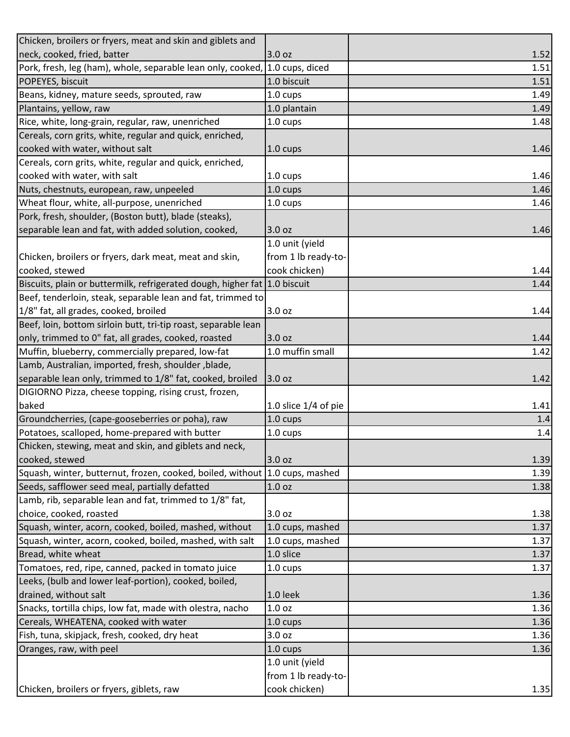| | | |
|---|---|---|
| Chicken, broilers or fryers, meat and skin and giblets and neck, cooked, fried, batter | 3.0 oz | 1.52 |
| Pork, fresh, leg (ham), whole, separable lean only, cooked, | 1.0 cups, diced | 1.51 |
| POPEYES, biscuit | 1.0 biscuit | 1.51 |
| Beans, kidney, mature seeds, sprouted, raw | 1.0 cups | 1.49 |
| Plantains, yellow, raw | 1.0 plantain | 1.49 |
| Rice, white, long-grain, regular, raw, unenriched | 1.0 cups | 1.48 |
| Cereals, corn grits, white, regular and quick, enriched, cooked with water, without salt | 1.0 cups | 1.46 |
| Cereals, corn grits, white, regular and quick, enriched, cooked with water, with salt | 1.0 cups | 1.46 |
| Nuts, chestnuts, european, raw, unpeeled | 1.0 cups | 1.46 |
| Wheat flour, white, all-purpose, unenriched | 1.0 cups | 1.46 |
| Pork, fresh, shoulder, (Boston butt), blade (steaks), separable lean and fat, with added solution, cooked, | 3.0 oz | 1.46 |
| Chicken, broilers or fryers, dark meat, meat and skin, cooked, stewed | 1.0 unit (yield from 1 lb ready-to-cook chicken) | 1.44 |
| Biscuits, plain or buttermilk, refrigerated dough, higher fat | 1.0 biscuit | 1.44 |
| Beef, tenderloin, steak, separable lean and fat, trimmed to 1/8" fat, all grades, cooked, broiled | 3.0 oz | 1.44 |
| Beef, loin, bottom sirloin butt, tri-tip roast, separable lean only, trimmed to 0" fat, all grades, cooked, roasted | 3.0 oz | 1.44 |
| Muffin, blueberry, commercially prepared, low-fat | 1.0 muffin small | 1.42 |
| Lamb, Australian, imported, fresh, shoulder ,blade, separable lean only, trimmed to 1/8" fat, cooked, broiled | 3.0 oz | 1.42 |
| DIGIORNO Pizza, cheese topping, rising crust, frozen, baked | 1.0 slice 1/4 of pie | 1.41 |
| Groundcherries, (cape-gooseberries or poha), raw | 1.0 cups | 1.4 |
| Potatoes, scalloped, home-prepared with butter | 1.0 cups | 1.4 |
| Chicken, stewing, meat and skin, and giblets and neck, cooked, stewed | 3.0 oz | 1.39 |
| Squash, winter, butternut, frozen, cooked, boiled, without | 1.0 cups, mashed | 1.39 |
| Seeds, safflower seed meal, partially defatted | 1.0 oz | 1.38 |
| Lamb, rib, separable lean and fat, trimmed to 1/8" fat, choice, cooked, roasted | 3.0 oz | 1.38 |
| Squash, winter, acorn, cooked, boiled, mashed, without | 1.0 cups, mashed | 1.37 |
| Squash, winter, acorn, cooked, boiled, mashed, with salt | 1.0 cups, mashed | 1.37 |
| Bread, white wheat | 1.0 slice | 1.37 |
| Tomatoes, red, ripe, canned, packed in tomato juice | 1.0 cups | 1.37 |
| Leeks, (bulb and lower leaf-portion), cooked, boiled, drained, without salt | 1.0 leek | 1.36 |
| Snacks, tortilla chips, low fat, made with olestra, nacho | 1.0 oz | 1.36 |
| Cereals, WHEATENA, cooked with water | 1.0 cups | 1.36 |
| Fish, tuna, skipjack, fresh, cooked, dry heat | 3.0 oz | 1.36 |
| Oranges, raw, with peel | 1.0 cups | 1.36 |
| Chicken, broilers or fryers, giblets, raw | 1.0 unit (yield from 1 lb ready-to-cook chicken) | 1.35 |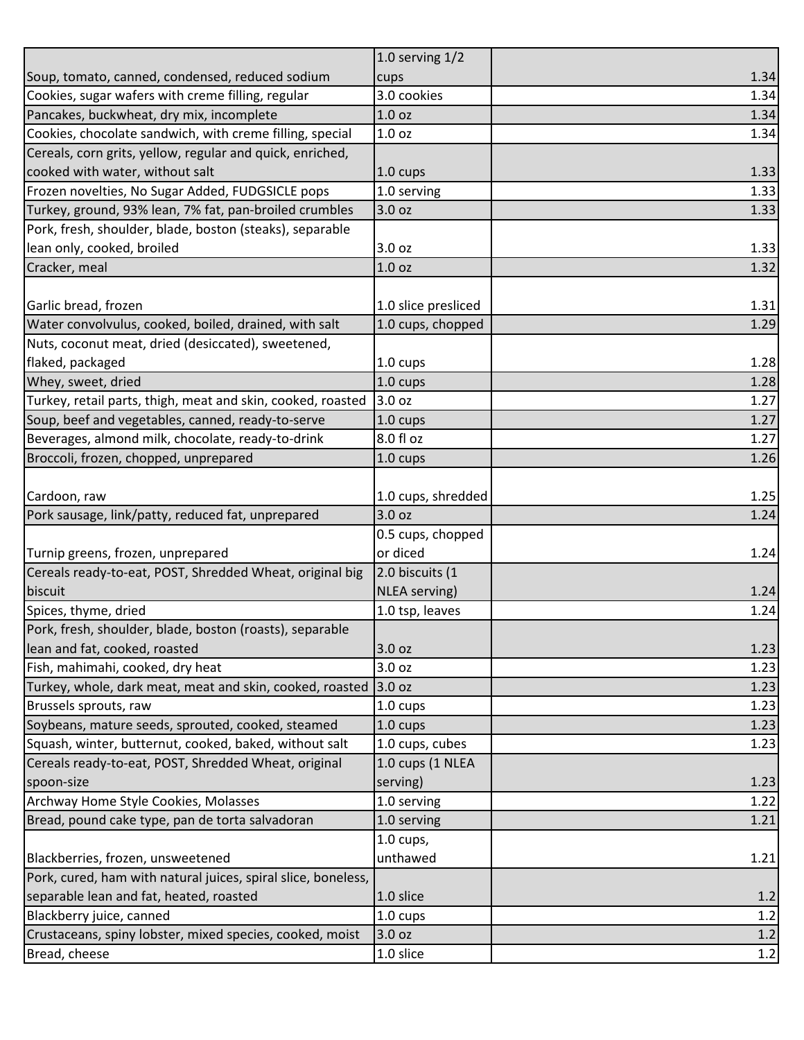| | | |
|---|---|---|
| Soup, tomato, canned, condensed, reduced sodium | 1.0 serving 1/2 cups | 1.34 |
| Cookies, sugar wafers with creme filling, regular | 3.0 cookies | 1.34 |
| Pancakes, buckwheat, dry mix, incomplete | 1.0 oz | 1.34 |
| Cookies, chocolate sandwich, with creme filling, special | 1.0 oz | 1.34 |
| Cereals, corn grits, yellow, regular and quick, enriched, cooked with water, without salt | 1.0 cups | 1.33 |
| Frozen novelties, No Sugar Added, FUDGSICLE pops | 1.0 serving | 1.33 |
| Turkey, ground, 93% lean, 7% fat, pan-broiled crumbles | 3.0 oz | 1.33 |
| Pork, fresh, shoulder, blade, boston (steaks), separable lean only, cooked, broiled | 3.0 oz | 1.33 |
| Cracker, meal | 1.0 oz | 1.32 |
| Garlic bread, frozen | 1.0 slice presliced | 1.31 |
| Water convolvulus, cooked, boiled, drained, with salt | 1.0 cups, chopped | 1.29 |
| Nuts, coconut meat, dried (desiccated), sweetened, flaked, packaged | 1.0 cups | 1.28 |
| Whey, sweet, dried | 1.0 cups | 1.28 |
| Turkey, retail parts, thigh, meat and skin, cooked, roasted | 3.0 oz | 1.27 |
| Soup, beef and vegetables, canned, ready-to-serve | 1.0 cups | 1.27 |
| Beverages, almond milk, chocolate, ready-to-drink | 8.0 fl oz | 1.27 |
| Broccoli, frozen, chopped, unprepared | 1.0 cups | 1.26 |
| Cardoon, raw | 1.0 cups, shredded | 1.25 |
| Pork sausage, link/patty, reduced fat, unprepared | 3.0 oz | 1.24 |
| Turnip greens, frozen, unprepared | 0.5 cups, chopped or diced | 1.24 |
| Cereals ready-to-eat, POST, Shredded Wheat, original big biscuit | 2.0 biscuits (1 NLEA serving) | 1.24 |
| Spices, thyme, dried | 1.0 tsp, leaves | 1.24 |
| Pork, fresh, shoulder, blade, boston (roasts), separable lean and fat, cooked, roasted | 3.0 oz | 1.23 |
| Fish, mahimahi, cooked, dry heat | 3.0 oz | 1.23 |
| Turkey, whole, dark meat, meat and skin, cooked, roasted | 3.0 oz | 1.23 |
| Brussels sprouts, raw | 1.0 cups | 1.23 |
| Soybeans, mature seeds, sprouted, cooked, steamed | 1.0 cups | 1.23 |
| Squash, winter, butternut, cooked, baked, without salt | 1.0 cups, cubes | 1.23 |
| Cereals ready-to-eat, POST, Shredded Wheat, original spoon-size | 1.0 cups (1 NLEA serving) | 1.23 |
| Archway Home Style Cookies, Molasses | 1.0 serving | 1.22 |
| Bread, pound cake type, pan de torta salvadoran | 1.0 serving | 1.21 |
| Blackberries, frozen, unsweetened | 1.0 cups, unthawed | 1.21 |
| Pork, cured, ham with natural juices, spiral slice, boneless, separable lean and fat, heated, roasted | 1.0 slice | 1.2 |
| Blackberry juice, canned | 1.0 cups | 1.2 |
| Crustaceans, spiny lobster, mixed species, cooked, moist | 3.0 oz | 1.2 |
| Bread, cheese | 1.0 slice | 1.2 |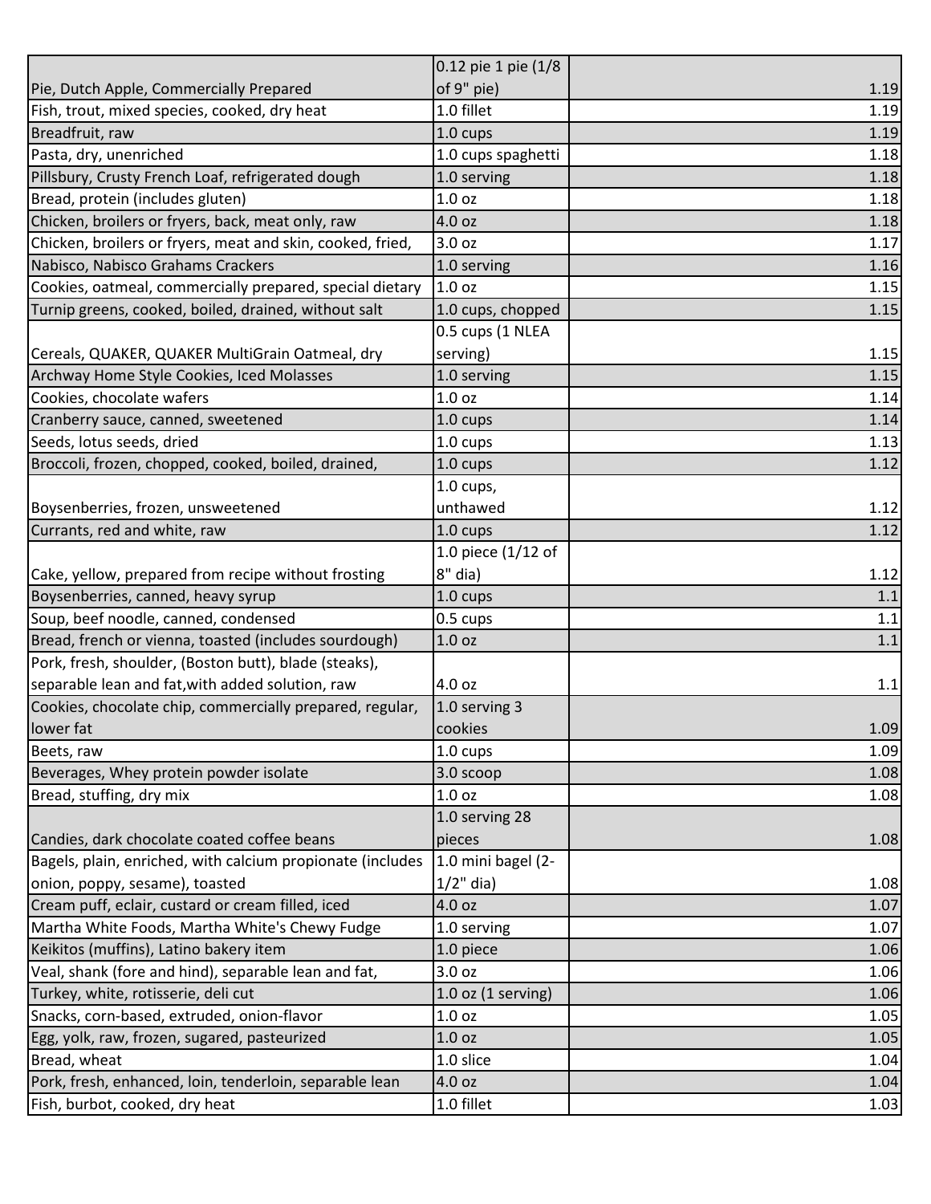| | | |
|---|---|---|
| Pie, Dutch Apple, Commercially Prepared | 0.12 pie 1 pie (1/8 of 9" pie) | 1.19 |
| Fish, trout, mixed species, cooked, dry heat | 1.0 fillet | 1.19 |
| Breadfruit, raw | 1.0 cups | 1.19 |
| Pasta, dry, unenriched | 1.0 cups spaghetti | 1.18 |
| Pillsbury, Crusty French Loaf, refrigerated dough | 1.0 serving | 1.18 |
| Bread, protein (includes gluten) | 1.0 oz | 1.18 |
| Chicken, broilers or fryers, back, meat only, raw | 4.0 oz | 1.18 |
| Chicken, broilers or fryers, meat and skin, cooked, fried, | 3.0 oz | 1.17 |
| Nabisco, Nabisco Grahams Crackers | 1.0 serving | 1.16 |
| Cookies, oatmeal, commercially prepared, special dietary | 1.0 oz | 1.15 |
| Turnip greens, cooked, boiled, drained, without salt | 1.0 cups, chopped | 1.15 |
| Cereals, QUAKER, QUAKER MultiGrain Oatmeal, dry | 0.5 cups (1 NLEA serving) | 1.15 |
| Archway Home Style Cookies, Iced Molasses | 1.0 serving | 1.15 |
| Cookies, chocolate wafers | 1.0 oz | 1.14 |
| Cranberry sauce, canned, sweetened | 1.0 cups | 1.14 |
| Seeds, lotus seeds, dried | 1.0 cups | 1.13 |
| Broccoli, frozen, chopped, cooked, boiled, drained, | 1.0 cups | 1.12 |
| Boysenberries, frozen, unsweetened | 1.0 cups, unthawed | 1.12 |
| Currants, red and white, raw | 1.0 cups | 1.12 |
| Cake, yellow, prepared from recipe without frosting | 1.0 piece (1/12 of 8" dia) | 1.12 |
| Boysenberries, canned, heavy syrup | 1.0 cups | 1.1 |
| Soup, beef noodle, canned, condensed | 0.5 cups | 1.1 |
| Bread, french or vienna, toasted (includes sourdough) | 1.0 oz | 1.1 |
| Pork, fresh, shoulder, (Boston butt), blade (steaks), separable lean and fat,with added solution, raw | 4.0 oz | 1.1 |
| Cookies, chocolate chip, commercially prepared, regular, lower fat | 1.0 serving 3 cookies | 1.09 |
| Beets, raw | 1.0 cups | 1.09 |
| Beverages, Whey protein powder isolate | 3.0 scoop | 1.08 |
| Bread, stuffing, dry mix | 1.0 oz | 1.08 |
| Candies, dark chocolate coated coffee beans | 1.0 serving 28 pieces | 1.08 |
| Bagels, plain, enriched, with calcium propionate (includes onion, poppy, sesame), toasted | 1.0 mini bagel (2-1/2" dia) | 1.08 |
| Cream puff, eclair, custard or cream filled, iced | 4.0 oz | 1.07 |
| Martha White Foods, Martha White's Chewy Fudge | 1.0 serving | 1.07 |
| Keikitos (muffins), Latino bakery item | 1.0 piece | 1.06 |
| Veal, shank (fore and hind), separable lean and fat, | 3.0 oz | 1.06 |
| Turkey, white, rotisserie, deli cut | 1.0 oz (1 serving) | 1.06 |
| Snacks, corn-based, extruded, onion-flavor | 1.0 oz | 1.05 |
| Egg, yolk, raw, frozen, sugared, pasteurized | 1.0 oz | 1.05 |
| Bread, wheat | 1.0 slice | 1.04 |
| Pork, fresh, enhanced, loin, tenderloin, separable lean | 4.0 oz | 1.04 |
| Fish, burbot, cooked, dry heat | 1.0 fillet | 1.03 |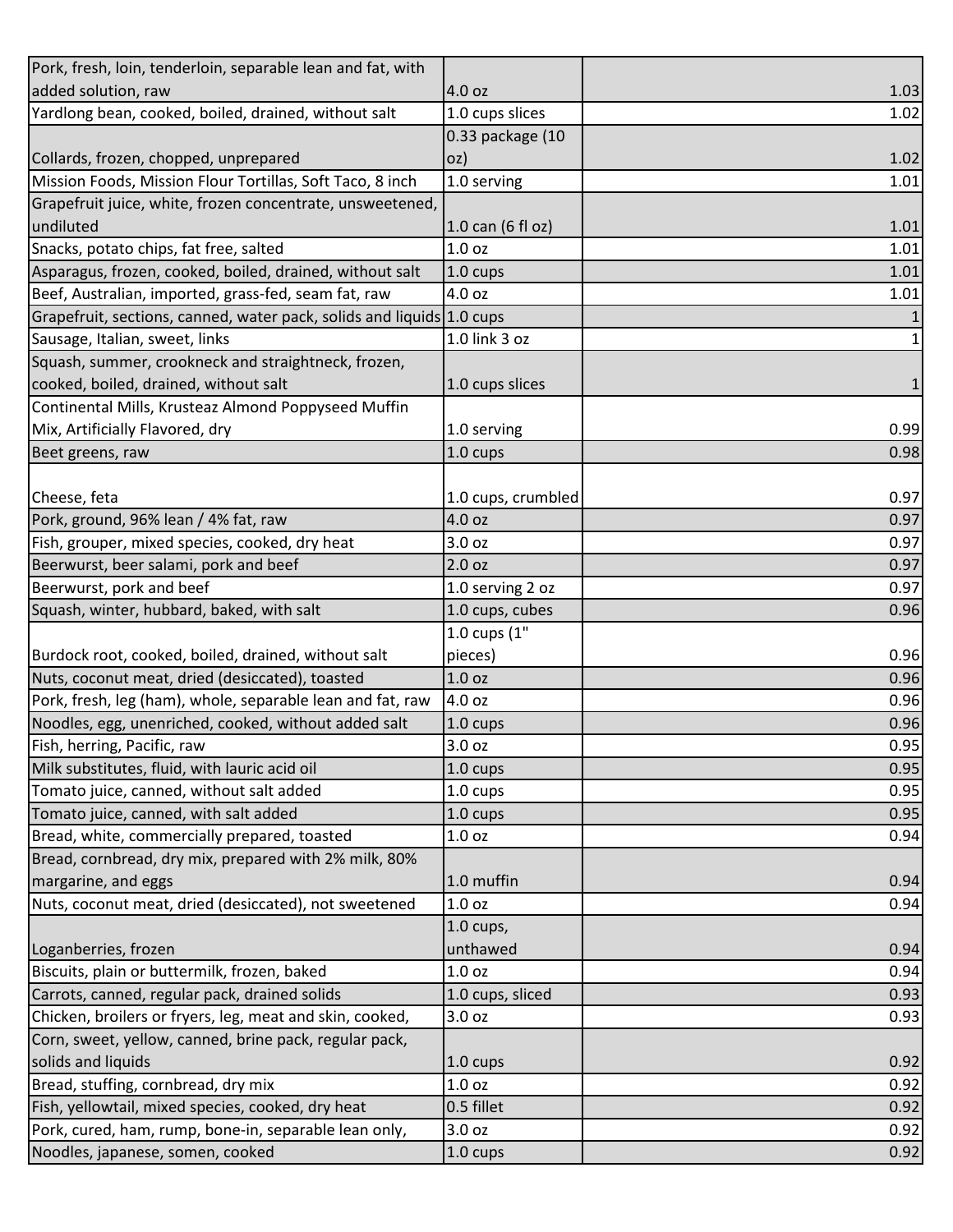| | | |
|---|---|---|
| Pork, fresh, loin, tenderloin, separable lean and fat, with added solution, raw | 4.0 oz | 1.03 |
| Yardlong bean, cooked, boiled, drained, without salt | 1.0 cups slices | 1.02 |
| Collards, frozen, chopped, unprepared | 0.33 package (10 oz) | 1.02 |
| Mission Foods, Mission Flour Tortillas, Soft Taco, 8 inch | 1.0 serving | 1.01 |
| Grapefruit juice, white, frozen concentrate, unsweetened, undiluted | 1.0 can (6 fl oz) | 1.01 |
| Snacks, potato chips, fat free, salted | 1.0 oz | 1.01 |
| Asparagus, frozen, cooked, boiled, drained, without salt | 1.0 cups | 1.01 |
| Beef, Australian, imported, grass-fed, seam fat, raw | 4.0 oz | 1.01 |
| Grapefruit, sections, canned, water pack, solids and liquids | 1.0 cups | 1 |
| Sausage, Italian, sweet, links | 1.0 link 3 oz | 1 |
| Squash, summer, crookneck and straightneck, frozen, cooked, boiled, drained, without salt | 1.0 cups slices | 1 |
| Continental Mills, Krusteaz Almond Poppyseed Muffin Mix, Artificially Flavored, dry | 1.0 serving | 0.99 |
| Beet greens, raw | 1.0 cups | 0.98 |
| Cheese, feta | 1.0 cups, crumbled | 0.97 |
| Pork, ground, 96% lean / 4% fat, raw | 4.0 oz | 0.97 |
| Fish, grouper, mixed species, cooked, dry heat | 3.0 oz | 0.97 |
| Beerwurst, beer salami, pork and beef | 2.0 oz | 0.97 |
| Beerwurst, pork and beef | 1.0 serving 2 oz | 0.97 |
| Squash, winter, hubbard, baked, with salt | 1.0 cups, cubes | 0.96 |
| Burdock root, cooked, boiled, drained, without salt | 1.0 cups (1" pieces) | 0.96 |
| Nuts, coconut meat, dried (desiccated), toasted | 1.0 oz | 0.96 |
| Pork, fresh, leg (ham), whole, separable lean and fat, raw | 4.0 oz | 0.96 |
| Noodles, egg, unenriched, cooked, without added salt | 1.0 cups | 0.96 |
| Fish, herring, Pacific, raw | 3.0 oz | 0.95 |
| Milk substitutes, fluid, with lauric acid oil | 1.0 cups | 0.95 |
| Tomato juice, canned, without salt added | 1.0 cups | 0.95 |
| Tomato juice, canned, with salt added | 1.0 cups | 0.95 |
| Bread, white, commercially prepared, toasted | 1.0 oz | 0.94 |
| Bread, cornbread, dry mix, prepared with 2% milk, 80% margarine, and eggs | 1.0 muffin | 0.94 |
| Nuts, coconut meat, dried (desiccated), not sweetened | 1.0 oz | 0.94 |
| Loganberries, frozen | 1.0 cups, unthawed | 0.94 |
| Biscuits, plain or buttermilk, frozen, baked | 1.0 oz | 0.94 |
| Carrots, canned, regular pack, drained solids | 1.0 cups, sliced | 0.93 |
| Chicken, broilers or fryers, leg, meat and skin, cooked, | 3.0 oz | 0.93 |
| Corn, sweet, yellow, canned, brine pack, regular pack, solids and liquids | 1.0 cups | 0.92 |
| Bread, stuffing, cornbread, dry mix | 1.0 oz | 0.92 |
| Fish, yellowtail, mixed species, cooked, dry heat | 0.5 fillet | 0.92 |
| Pork, cured, ham, rump, bone-in, separable lean only, | 3.0 oz | 0.92 |
| Noodles, japanese, somen, cooked | 1.0 cups | 0.92 |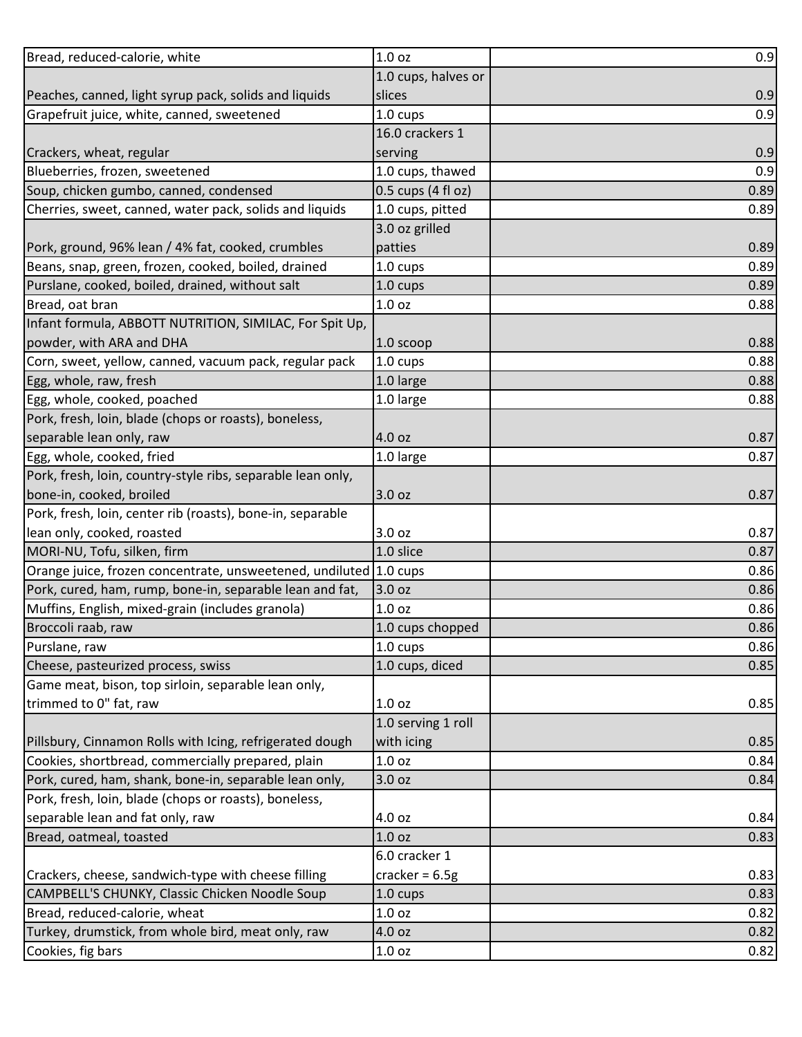| Bread, reduced-calorie, white | 1.0 oz | 0.9 |
|---|---|---|
| Peaches, canned, light syrup pack, solids and liquids | 1.0 cups, halves or slices | 0.9 |
| Grapefruit juice, white, canned, sweetened | 1.0 cups | 0.9 |
| Crackers, wheat, regular | 16.0 crackers 1 serving | 0.9 |
| Blueberries, frozen, sweetened | 1.0 cups, thawed | 0.9 |
| Soup, chicken gumbo, canned, condensed | 0.5 cups (4 fl oz) | 0.89 |
| Cherries, sweet, canned, water pack, solids and liquids | 1.0 cups, pitted | 0.89 |
| Pork, ground, 96% lean / 4% fat, cooked, crumbles | 3.0 oz grilled patties | 0.89 |
| Beans, snap, green, frozen, cooked, boiled, drained | 1.0 cups | 0.89 |
| Purslane, cooked, boiled, drained, without salt | 1.0 cups | 0.89 |
| Bread, oat bran | 1.0 oz | 0.88 |
| Infant formula, ABBOTT NUTRITION, SIMILAC, For Spit Up, powder, with ARA and DHA | 1.0 scoop | 0.88 |
| Corn, sweet, yellow, canned, vacuum pack, regular pack | 1.0 cups | 0.88 |
| Egg, whole, raw, fresh | 1.0 large | 0.88 |
| Egg, whole, cooked, poached | 1.0 large | 0.88 |
| Pork, fresh, loin, blade (chops or roasts), boneless, separable lean only, raw | 4.0 oz | 0.87 |
| Egg, whole, cooked, fried | 1.0 large | 0.87 |
| Pork, fresh, loin, country-style ribs, separable lean only, bone-in, cooked, broiled | 3.0 oz | 0.87 |
| Pork, fresh, loin, center rib (roasts), bone-in, separable lean only, cooked, roasted | 3.0 oz | 0.87 |
| MORI-NU, Tofu, silken, firm | 1.0 slice | 0.87 |
| Orange juice, frozen concentrate, unsweetened, undiluted | 1.0 cups | 0.86 |
| Pork, cured, ham, rump, bone-in, separable lean and fat, | 3.0 oz | 0.86 |
| Muffins, English, mixed-grain (includes granola) | 1.0 oz | 0.86 |
| Broccoli raab, raw | 1.0 cups chopped | 0.86 |
| Purslane, raw | 1.0 cups | 0.86 |
| Cheese, pasteurized process, swiss | 1.0 cups, diced | 0.85 |
| Game meat, bison, top sirloin, separable lean only, trimmed to 0" fat, raw | 1.0 oz | 0.85 |
| Pillsbury, Cinnamon Rolls with Icing, refrigerated dough | 1.0 serving 1 roll with icing | 0.85 |
| Cookies, shortbread, commercially prepared, plain | 1.0 oz | 0.84 |
| Pork, cured, ham, shank, bone-in, separable lean only, | 3.0 oz | 0.84 |
| Pork, fresh, loin, blade (chops or roasts), boneless, separable lean and fat only, raw | 4.0 oz | 0.84 |
| Bread, oatmeal, toasted | 1.0 oz | 0.83 |
| Crackers, cheese, sandwich-type with cheese filling | 6.0 cracker 1 cracker = 6.5g | 0.83 |
| CAMPBELL'S CHUNKY, Classic Chicken Noodle Soup | 1.0 cups | 0.83 |
| Bread, reduced-calorie, wheat | 1.0 oz | 0.82 |
| Turkey, drumstick, from whole bird, meat only, raw | 4.0 oz | 0.82 |
| Cookies, fig bars | 1.0 oz | 0.82 |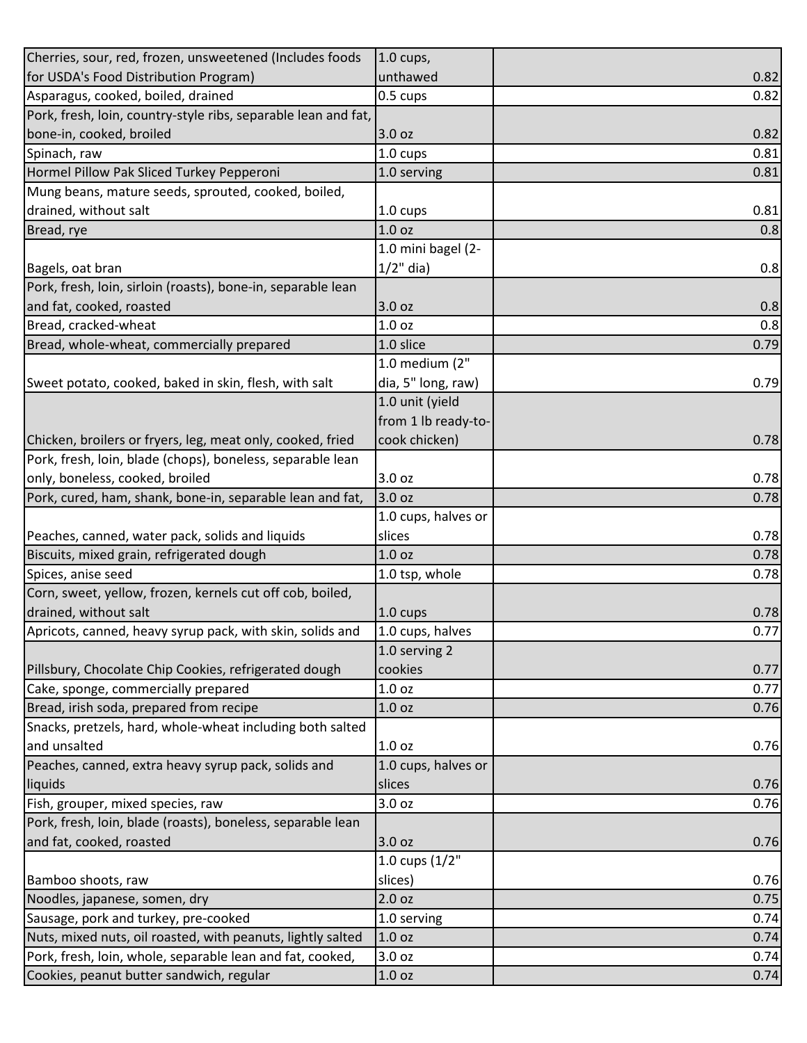| | | |
|---|---|---|
| Cherries, sour, red, frozen, unsweetened (Includes foods for USDA's Food Distribution Program) | 1.0 cups, unthawed | 0.82 |
| Asparagus, cooked, boiled, drained | 0.5 cups | 0.82 |
| Pork, fresh, loin, country-style ribs, separable lean and fat, bone-in, cooked, broiled | 3.0 oz | 0.82 |
| Spinach, raw | 1.0 cups | 0.81 |
| Hormel Pillow Pak Sliced Turkey Pepperoni | 1.0 serving | 0.81 |
| Mung beans, mature seeds, sprouted, cooked, boiled, drained, without salt | 1.0 cups | 0.81 |
| Bread, rye | 1.0 oz | 0.8 |
| Bagels, oat bran | 1.0 mini bagel (2-1/2" dia) | 0.8 |
| Pork, fresh, loin, sirloin (roasts), bone-in, separable lean and fat, cooked, roasted | 3.0 oz | 0.8 |
| Bread, cracked-wheat | 1.0 oz | 0.8 |
| Bread, whole-wheat, commercially prepared | 1.0 slice | 0.79 |
| Sweet potato, cooked, baked in skin, flesh, with salt | 1.0 medium (2" dia, 5" long, raw) | 0.79 |
| Chicken, broilers or fryers, leg, meat only, cooked, fried | 1.0 unit (yield from 1 lb ready-to-cook chicken) | 0.78 |
| Pork, fresh, loin, blade (chops), boneless, separable lean only, boneless, cooked, broiled | 3.0 oz | 0.78 |
| Pork, cured, ham, shank, bone-in, separable lean and fat, | 3.0 oz | 0.78 |
| Peaches, canned, water pack, solids and liquids | 1.0 cups, halves or slices | 0.78 |
| Biscuits, mixed grain, refrigerated dough | 1.0 oz | 0.78 |
| Spices, anise seed | 1.0 tsp, whole | 0.78 |
| Corn, sweet, yellow, frozen, kernels cut off cob, boiled, drained, without salt | 1.0 cups | 0.78 |
| Apricots, canned, heavy syrup pack, with skin, solids and | 1.0 cups, halves | 0.77 |
| Pillsbury, Chocolate Chip Cookies, refrigerated dough | 1.0 serving 2 cookies | 0.77 |
| Cake, sponge, commercially prepared | 1.0 oz | 0.77 |
| Bread, irish soda, prepared from recipe | 1.0 oz | 0.76 |
| Snacks, pretzels, hard, whole-wheat including both salted and unsalted | 1.0 oz | 0.76 |
| Peaches, canned, extra heavy syrup pack, solids and liquids | 1.0 cups, halves or slices | 0.76 |
| Fish, grouper, mixed species, raw | 3.0 oz | 0.76 |
| Pork, fresh, loin, blade (roasts), boneless, separable lean and fat, cooked, roasted | 3.0 oz | 0.76 |
| Bamboo shoots, raw | 1.0 cups (1/2" slices) | 0.76 |
| Noodles, japanese, somen, dry | 2.0 oz | 0.75 |
| Sausage, pork and turkey, pre-cooked | 1.0 serving | 0.74 |
| Nuts, mixed nuts, oil roasted, with peanuts, lightly salted | 1.0 oz | 0.74 |
| Pork, fresh, loin, whole, separable lean and fat, cooked, | 3.0 oz | 0.74 |
| Cookies, peanut butter sandwich, regular | 1.0 oz | 0.74 |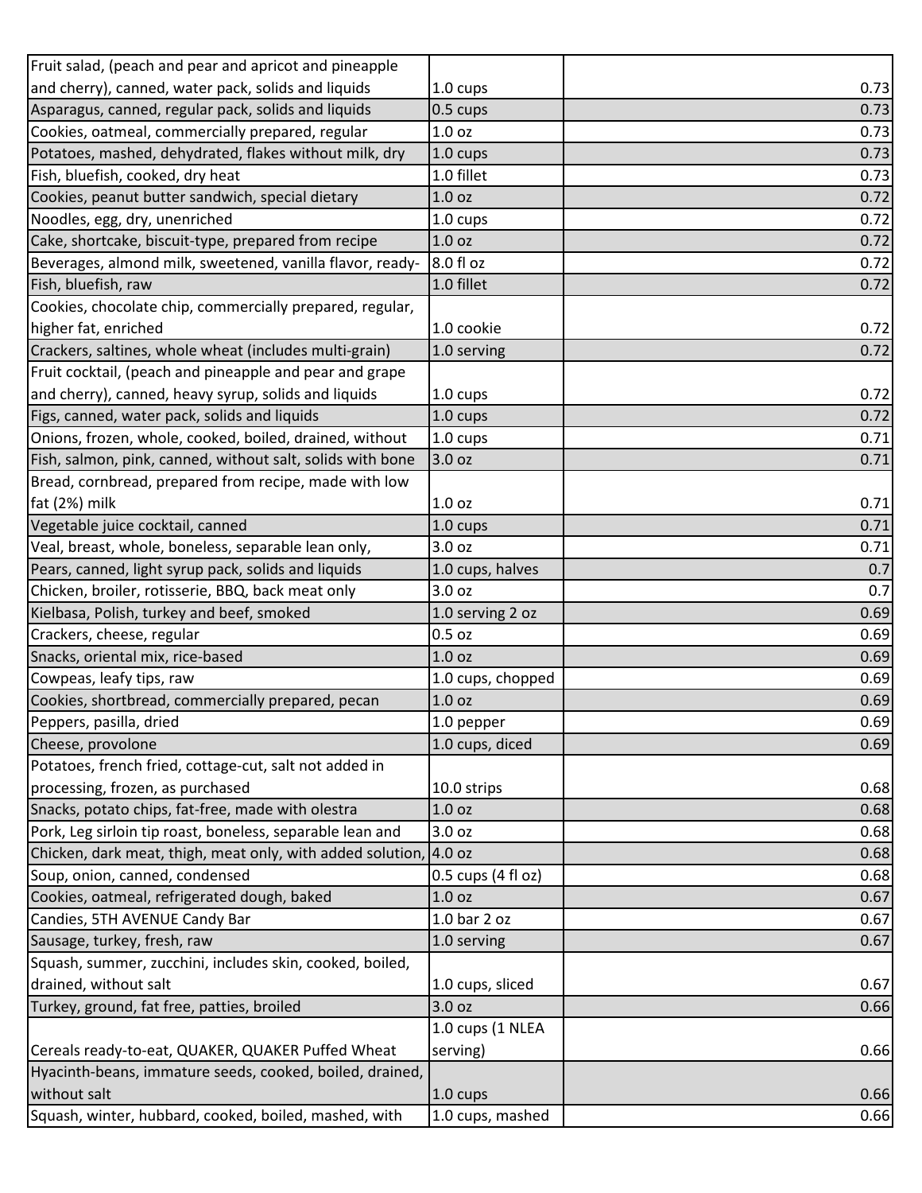| | | |
|---|---|---|
| Fruit salad, (peach and pear and apricot and pineapple and cherry), canned, water pack, solids and liquids | 1.0 cups | 0.73 |
| Asparagus, canned, regular pack, solids and liquids | 0.5 cups | 0.73 |
| Cookies, oatmeal, commercially prepared, regular | 1.0 oz | 0.73 |
| Potatoes, mashed, dehydrated, flakes without milk, dry | 1.0 cups | 0.73 |
| Fish, bluefish, cooked, dry heat | 1.0 fillet | 0.73 |
| Cookies, peanut butter sandwich, special dietary | 1.0 oz | 0.72 |
| Noodles, egg, dry, unenriched | 1.0 cups | 0.72 |
| Cake, shortcake, biscuit-type, prepared from recipe | 1.0 oz | 0.72 |
| Beverages, almond milk, sweetened, vanilla flavor, ready- | 8.0 fl oz | 0.72 |
| Fish, bluefish, raw | 1.0 fillet | 0.72 |
| Cookies, chocolate chip, commercially prepared, regular, higher fat, enriched | 1.0 cookie | 0.72 |
| Crackers, saltines, whole wheat (includes multi-grain) | 1.0 serving | 0.72 |
| Fruit cocktail, (peach and pineapple and pear and grape and cherry), canned, heavy syrup, solids and liquids | 1.0 cups | 0.72 |
| Figs, canned, water pack, solids and liquids | 1.0 cups | 0.72 |
| Onions, frozen, whole, cooked, boiled, drained, without | 1.0 cups | 0.71 |
| Fish, salmon, pink, canned, without salt, solids with bone | 3.0 oz | 0.71 |
| Bread, cornbread, prepared from recipe, made with low fat (2%) milk | 1.0 oz | 0.71 |
| Vegetable juice cocktail, canned | 1.0 cups | 0.71 |
| Veal, breast, whole, boneless, separable lean only, | 3.0 oz | 0.71 |
| Pears, canned, light syrup pack, solids and liquids | 1.0 cups, halves | 0.7 |
| Chicken, broiler, rotisserie, BBQ, back meat only | 3.0 oz | 0.7 |
| Kielbasa, Polish, turkey and beef, smoked | 1.0 serving 2 oz | 0.69 |
| Crackers, cheese, regular | 0.5 oz | 0.69 |
| Snacks, oriental mix, rice-based | 1.0 oz | 0.69 |
| Cowpeas, leafy tips, raw | 1.0 cups, chopped | 0.69 |
| Cookies, shortbread, commercially prepared, pecan | 1.0 oz | 0.69 |
| Peppers, pasilla, dried | 1.0 pepper | 0.69 |
| Cheese, provolone | 1.0 cups, diced | 0.69 |
| Potatoes, french fried, cottage-cut, salt not added in processing, frozen, as purchased | 10.0 strips | 0.68 |
| Snacks, potato chips, fat-free, made with olestra | 1.0 oz | 0.68 |
| Pork, Leg sirloin tip roast, boneless, separable lean and | 3.0 oz | 0.68 |
| Chicken, dark meat, thigh, meat only, with added solution, | 4.0 oz | 0.68 |
| Soup, onion, canned, condensed | 0.5 cups (4 fl oz) | 0.68 |
| Cookies, oatmeal, refrigerated dough, baked | 1.0 oz | 0.67 |
| Candies, 5TH AVENUE Candy Bar | 1.0 bar 2 oz | 0.67 |
| Sausage, turkey, fresh, raw | 1.0 serving | 0.67 |
| Squash, summer, zucchini, includes skin, cooked, boiled, drained, without salt | 1.0 cups, sliced | 0.67 |
| Turkey, ground, fat free, patties, broiled | 3.0 oz | 0.66 |
| Cereals ready-to-eat, QUAKER, QUAKER Puffed Wheat | 1.0 cups (1 NLEA serving) | 0.66 |
| Hyacinth-beans, immature seeds, cooked, boiled, drained, without salt | 1.0 cups | 0.66 |
| Squash, winter, hubbard, cooked, boiled, mashed, with | 1.0 cups, mashed | 0.66 |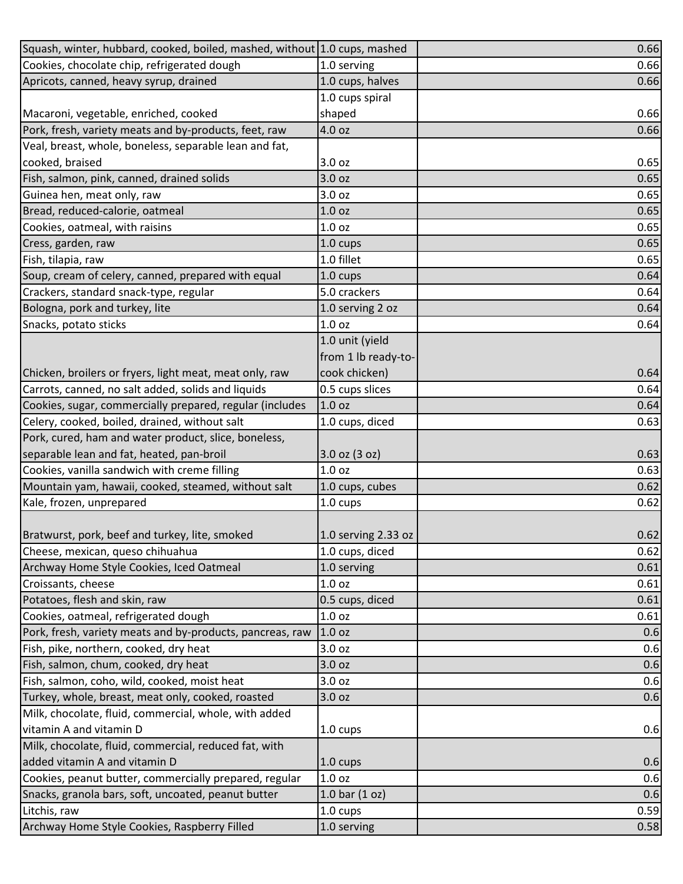| | | |
|---|---|---|
| Squash, winter, hubbard, cooked, boiled, mashed, without | 1.0 cups, mashed | 0.66 |
| Cookies, chocolate chip, refrigerated dough | 1.0 serving | 0.66 |
| Apricots, canned, heavy syrup, drained | 1.0 cups, halves | 0.66 |
| Macaroni, vegetable, enriched, cooked | 1.0 cups spiral shaped | 0.66 |
| Pork, fresh, variety meats and by-products, feet, raw | 4.0 oz | 0.66 |
| Veal, breast, whole, boneless, separable lean and fat, cooked, braised | 3.0 oz | 0.65 |
| Fish, salmon, pink, canned, drained solids | 3.0 oz | 0.65 |
| Guinea hen, meat only, raw | 3.0 oz | 0.65 |
| Bread, reduced-calorie, oatmeal | 1.0 oz | 0.65 |
| Cookies, oatmeal, with raisins | 1.0 oz | 0.65 |
| Cress, garden, raw | 1.0 cups | 0.65 |
| Fish, tilapia, raw | 1.0 fillet | 0.65 |
| Soup, cream of celery, canned, prepared with equal | 1.0 cups | 0.64 |
| Crackers, standard snack-type, regular | 5.0 crackers | 0.64 |
| Bologna, pork and turkey, lite | 1.0 serving 2 oz | 0.64 |
| Snacks, potato sticks | 1.0 oz | 0.64 |
| Chicken, broilers or fryers, light meat, meat only, raw | 1.0 unit (yield from 1 lb ready-to-cook chicken) | 0.64 |
| Carrots, canned, no salt added, solids and liquids | 0.5 cups slices | 0.64 |
| Cookies, sugar, commercially prepared, regular (includes | 1.0 oz | 0.64 |
| Celery, cooked, boiled, drained, without salt | 1.0 cups, diced | 0.63 |
| Pork, cured, ham and water product, slice, boneless, separable lean and fat, heated, pan-broil | 3.0 oz (3 oz) | 0.63 |
| Cookies, vanilla sandwich with creme filling | 1.0 oz | 0.63 |
| Mountain yam, hawaii, cooked, steamed, without salt | 1.0 cups, cubes | 0.62 |
| Kale, frozen, unprepared | 1.0 cups | 0.62 |
| Bratwurst, pork, beef and turkey, lite, smoked | 1.0 serving 2.33 oz | 0.62 |
| Cheese, mexican, queso chihuahua | 1.0 cups, diced | 0.62 |
| Archway Home Style Cookies, Iced Oatmeal | 1.0 serving | 0.61 |
| Croissants, cheese | 1.0 oz | 0.61 |
| Potatoes, flesh and skin, raw | 0.5 cups, diced | 0.61 |
| Cookies, oatmeal, refrigerated dough | 1.0 oz | 0.61 |
| Pork, fresh, variety meats and by-products, pancreas, raw | 1.0 oz | 0.6 |
| Fish, pike, northern, cooked, dry heat | 3.0 oz | 0.6 |
| Fish, salmon, chum, cooked, dry heat | 3.0 oz | 0.6 |
| Fish, salmon, coho, wild, cooked, moist heat | 3.0 oz | 0.6 |
| Turkey, whole, breast, meat only, cooked, roasted | 3.0 oz | 0.6 |
| Milk, chocolate, fluid, commercial, whole, with added vitamin A and vitamin D | 1.0 cups | 0.6 |
| Milk, chocolate, fluid, commercial, reduced fat, with added vitamin A and vitamin D | 1.0 cups | 0.6 |
| Cookies, peanut butter, commercially prepared, regular | 1.0 oz | 0.6 |
| Snacks, granola bars, soft, uncoated, peanut butter | 1.0 bar (1 oz) | 0.6 |
| Litchis, raw | 1.0 cups | 0.59 |
| Archway Home Style Cookies, Raspberry Filled | 1.0 serving | 0.58 |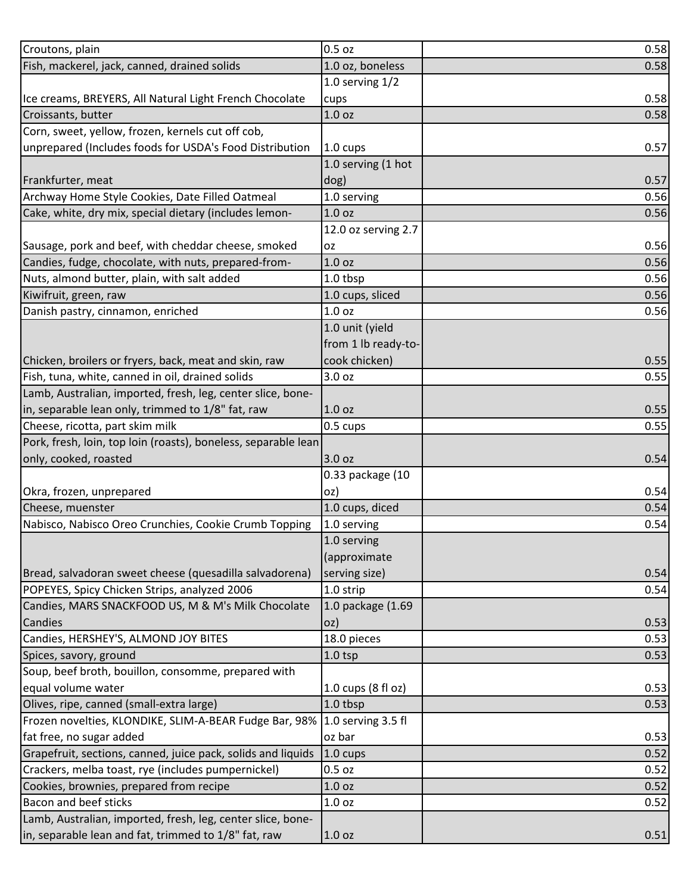| | | |
|---|---|---|
| Croutons, plain | 0.5 oz | 0.58 |
| Fish, mackerel, jack, canned, drained solids | 1.0 oz, boneless | 0.58 |
| Ice creams, BREYERS, All Natural Light French Chocolate | 1.0 serving 1/2 cups | 0.58 |
| Croissants, butter | 1.0 oz | 0.58 |
| Corn, sweet, yellow, frozen, kernels cut off cob, unprepared (Includes foods for USDA's Food Distribution | 1.0 cups | 0.57 |
| Frankfurter, meat | 1.0 serving (1 hot dog) | 0.57 |
| Archway Home Style Cookies, Date Filled Oatmeal | 1.0 serving | 0.56 |
| Cake, white, dry mix, special dietary (includes lemon- | 1.0 oz | 0.56 |
| Sausage, pork and beef, with cheddar cheese, smoked | 12.0 oz serving 2.7 oz | 0.56 |
| Candies, fudge, chocolate, with nuts, prepared-from- | 1.0 oz | 0.56 |
| Nuts, almond butter, plain, with salt added | 1.0 tbsp | 0.56 |
| Kiwifruit, green, raw | 1.0 cups, sliced | 0.56 |
| Danish pastry, cinnamon, enriched | 1.0 oz | 0.56 |
| Chicken, broilers or fryers, back, meat and skin, raw | 1.0 unit (yield from 1 lb ready-to-cook chicken) | 0.55 |
| Fish, tuna, white, canned in oil, drained solids | 3.0 oz | 0.55 |
| Lamb, Australian, imported, fresh, leg, center slice, bone-in, separable lean only, trimmed to 1/8" fat, raw | 1.0 oz | 0.55 |
| Cheese, ricotta, part skim milk | 0.5 cups | 0.55 |
| Pork, fresh, loin, top loin (roasts), boneless, separable lean only, cooked, roasted | 3.0 oz | 0.54 |
| Okra, frozen, unprepared | 0.33 package (10 oz) | 0.54 |
| Cheese, muenster | 1.0 cups, diced | 0.54 |
| Nabisco, Nabisco Oreo Crunchies, Cookie Crumb Topping | 1.0 serving | 0.54 |
| Bread, salvadoran sweet cheese (quesadilla salvadorena) | 1.0 serving (approximate serving size) | 0.54 |
| POPEYES, Spicy Chicken Strips, analyzed 2006 | 1.0 strip | 0.54 |
| Candies, MARS SNACKFOOD US, M & M's Milk Chocolate Candies | 1.0 package (1.69 oz) | 0.53 |
| Candies, HERSHEY'S, ALMOND JOY BITES | 18.0 pieces | 0.53 |
| Spices, savory, ground | 1.0 tsp | 0.53 |
| Soup, beef broth, bouillon, consomme, prepared with equal volume water | 1.0 cups (8 fl oz) | 0.53 |
| Olives, ripe, canned (small-extra large) | 1.0 tbsp | 0.53 |
| Frozen novelties, KLONDIKE, SLIM-A-BEAR Fudge Bar, 98% fat free, no sugar added | 1.0 serving 3.5 fl oz bar | 0.53 |
| Grapefruit, sections, canned, juice pack, solids and liquids | 1.0 cups | 0.52 |
| Crackers, melba toast, rye (includes pumpernickel) | 0.5 oz | 0.52 |
| Cookies, brownies, prepared from recipe | 1.0 oz | 0.52 |
| Bacon and beef sticks | 1.0 oz | 0.52 |
| Lamb, Australian, imported, fresh, leg, center slice, bone-in, separable lean and fat, trimmed to 1/8" fat, raw | 1.0 oz | 0.51 |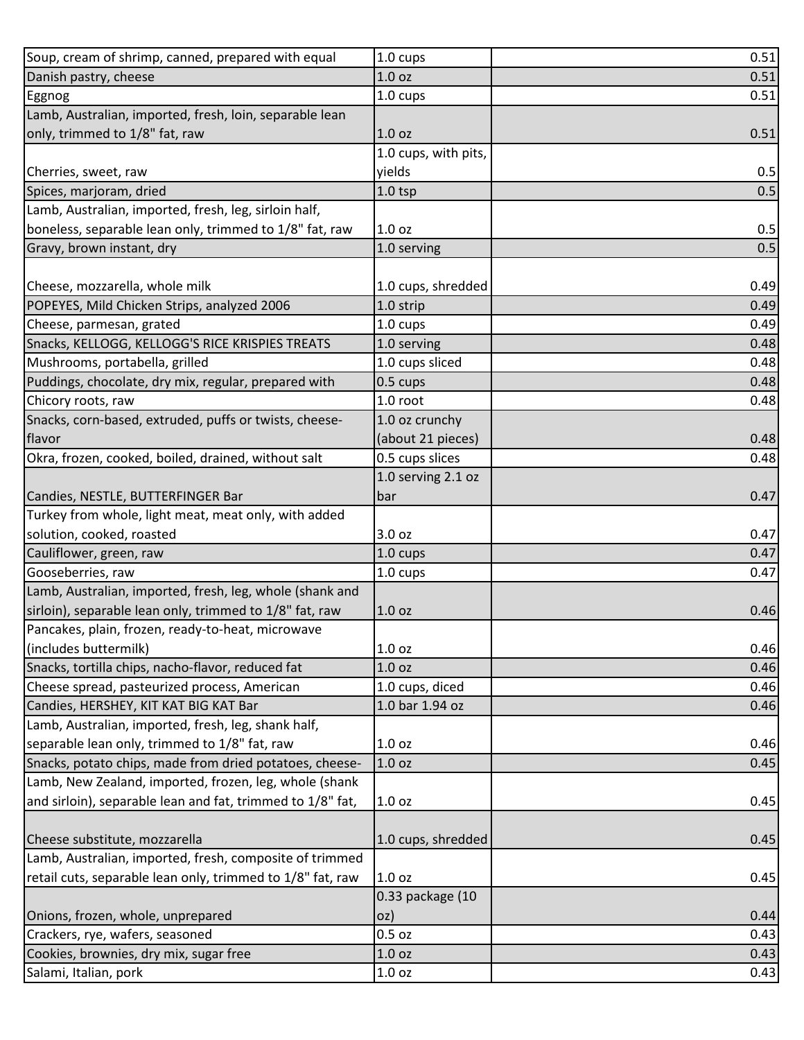| | | |
|---|---|---|
| Soup, cream of shrimp, canned, prepared with equal | 1.0 cups | 0.51 |
| Danish pastry, cheese | 1.0 oz | 0.51 |
| Eggnog | 1.0 cups | 0.51 |
| Lamb, Australian, imported, fresh, loin, separable lean only, trimmed to 1/8" fat, raw | 1.0 oz | 0.51 |
| Cherries, sweet, raw | 1.0 cups, with pits, yields | 0.5 |
| Spices, marjoram, dried | 1.0 tsp | 0.5 |
| Lamb, Australian, imported, fresh, leg, sirloin half, boneless, separable lean only, trimmed to 1/8" fat, raw | 1.0 oz | 0.5 |
| Gravy, brown instant, dry | 1.0 serving | 0.5 |
| Cheese, mozzarella, whole milk | 1.0 cups, shredded | 0.49 |
| POPEYES, Mild Chicken Strips, analyzed 2006 | 1.0 strip | 0.49 |
| Cheese, parmesan, grated | 1.0 cups | 0.49 |
| Snacks, KELLOGG, KELLOGG'S RICE KRISPIES TREATS | 1.0 serving | 0.48 |
| Mushrooms, portabella, grilled | 1.0 cups sliced | 0.48 |
| Puddings, chocolate, dry mix, regular, prepared with | 0.5 cups | 0.48 |
| Chicory roots, raw | 1.0 root | 0.48 |
| Snacks, corn-based, extruded, puffs or twists, cheese-flavor | 1.0 oz crunchy (about 21 pieces) | 0.48 |
| Okra, frozen, cooked, boiled, drained, without salt | 0.5 cups slices | 0.48 |
| Candies, NESTLE, BUTTERFINGER Bar | 1.0 serving 2.1 oz bar | 0.47 |
| Turkey from whole, light meat, meat only, with added solution, cooked, roasted | 3.0 oz | 0.47 |
| Cauliflower, green, raw | 1.0 cups | 0.47 |
| Gooseberries, raw | 1.0 cups | 0.47 |
| Lamb, Australian, imported, fresh, leg, whole (shank and sirloin), separable lean only, trimmed to 1/8" fat, raw | 1.0 oz | 0.46 |
| Pancakes, plain, frozen, ready-to-heat, microwave (includes buttermilk) | 1.0 oz | 0.46 |
| Snacks, tortilla chips, nacho-flavor, reduced fat | 1.0 oz | 0.46 |
| Cheese spread, pasteurized process, American | 1.0 cups, diced | 0.46 |
| Candies, HERSHEY, KIT KAT BIG KAT Bar | 1.0 bar 1.94 oz | 0.46 |
| Lamb, Australian, imported, fresh, leg, shank half, separable lean only, trimmed to 1/8" fat, raw | 1.0 oz | 0.46 |
| Snacks, potato chips, made from dried potatoes, cheese- | 1.0 oz | 0.45 |
| Lamb, New Zealand, imported, frozen, leg, whole (shank and sirloin), separable lean and fat, trimmed to 1/8" fat, | 1.0 oz | 0.45 |
| Cheese substitute, mozzarella | 1.0 cups, shredded | 0.45 |
| Lamb, Australian, imported, fresh, composite of trimmed retail cuts, separable lean only, trimmed to 1/8" fat, raw | 1.0 oz | 0.45 |
| Onions, frozen, whole, unprepared | 0.33 package (10 oz) | 0.44 |
| Crackers, rye, wafers, seasoned | 0.5 oz | 0.43 |
| Cookies, brownies, dry mix, sugar free | 1.0 oz | 0.43 |
| Salami, Italian, pork | 1.0 oz | 0.43 |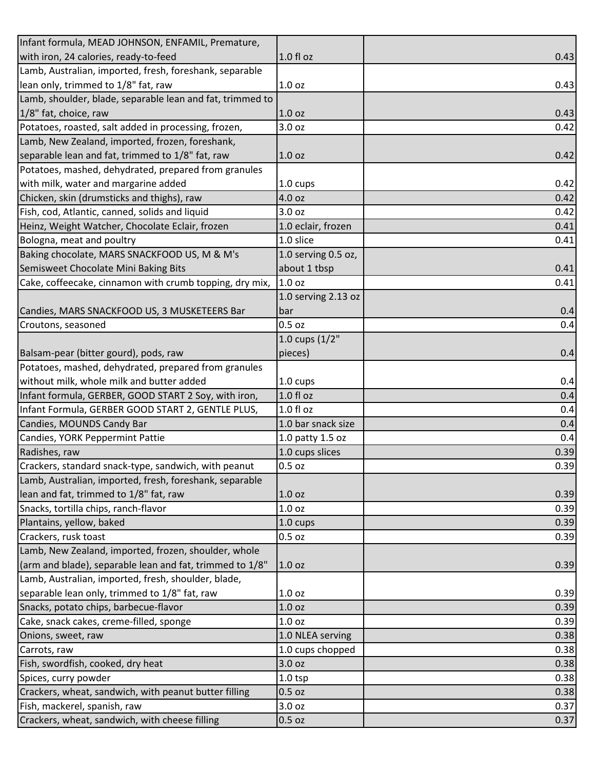| | | |
|---|---|---|
| Infant formula, MEAD JOHNSON, ENFAMIL, Premature, with iron, 24 calories, ready-to-feed | 1.0 fl oz | 0.43 |
| Lamb, Australian, imported, fresh, foreshank, separable lean only, trimmed to 1/8" fat, raw | 1.0 oz | 0.43 |
| Lamb, shoulder, blade, separable lean and fat, trimmed to 1/8" fat, choice, raw | 1.0 oz | 0.43 |
| Potatoes, roasted, salt added in processing, frozen, | 3.0 oz | 0.42 |
| Lamb, New Zealand, imported, frozen, foreshank, separable lean and fat, trimmed to 1/8" fat, raw | 1.0 oz | 0.42 |
| Potatoes, mashed, dehydrated, prepared from granules with milk, water and margarine added | 1.0 cups | 0.42 |
| Chicken, skin (drumsticks and thighs), raw | 4.0 oz | 0.42 |
| Fish, cod, Atlantic, canned, solids and liquid | 3.0 oz | 0.42 |
| Heinz, Weight Watcher, Chocolate Eclair, frozen | 1.0 eclair, frozen | 0.41 |
| Bologna, meat and poultry | 1.0 slice | 0.41 |
| Baking chocolate, MARS SNACKFOOD US, M & M's Semisweet Chocolate Mini Baking Bits | 1.0 serving 0.5 oz, about 1 tbsp | 0.41 |
| Cake, coffeecake, cinnamon with crumb topping, dry mix, | 1.0 oz | 0.41 |
| Candies, MARS SNACKFOOD US, 3 MUSKETEERS Bar | 1.0 serving 2.13 oz bar | 0.4 |
| Croutons, seasoned | 0.5 oz | 0.4 |
| Balsam-pear (bitter gourd), pods, raw | 1.0 cups (1/2" pieces) | 0.4 |
| Potatoes, mashed, dehydrated, prepared from granules without milk, whole milk and butter added | 1.0 cups | 0.4 |
| Infant formula, GERBER, GOOD START 2 Soy, with iron, | 1.0 fl oz | 0.4 |
| Infant Formula, GERBER GOOD START 2, GENTLE PLUS, | 1.0 fl oz | 0.4 |
| Candies, MOUNDS Candy Bar | 1.0 bar snack size | 0.4 |
| Candies, YORK Peppermint Pattie | 1.0 patty 1.5 oz | 0.4 |
| Radishes, raw | 1.0 cups slices | 0.39 |
| Crackers, standard snack-type, sandwich, with peanut | 0.5 oz | 0.39 |
| Lamb, Australian, imported, fresh, foreshank, separable lean and fat, trimmed to 1/8" fat, raw | 1.0 oz | 0.39 |
| Snacks, tortilla chips, ranch-flavor | 1.0 oz | 0.39 |
| Plantains, yellow, baked | 1.0 cups | 0.39 |
| Crackers, rusk toast | 0.5 oz | 0.39 |
| Lamb, New Zealand, imported, frozen, shoulder, whole (arm and blade), separable lean and fat, trimmed to 1/8" | 1.0 oz | 0.39 |
| Lamb, Australian, imported, fresh, shoulder, blade, separable lean only, trimmed to 1/8" fat, raw | 1.0 oz | 0.39 |
| Snacks, potato chips, barbecue-flavor | 1.0 oz | 0.39 |
| Cake, snack cakes, creme-filled, sponge | 1.0 oz | 0.39 |
| Onions, sweet, raw | 1.0 NLEA serving | 0.38 |
| Carrots, raw | 1.0 cups chopped | 0.38 |
| Fish, swordfish, cooked, dry heat | 3.0 oz | 0.38 |
| Spices, curry powder | 1.0 tsp | 0.38 |
| Crackers, wheat, sandwich, with peanut butter filling | 0.5 oz | 0.38 |
| Fish, mackerel, spanish, raw | 3.0 oz | 0.37 |
| Crackers, wheat, sandwich, with cheese filling | 0.5 oz | 0.37 |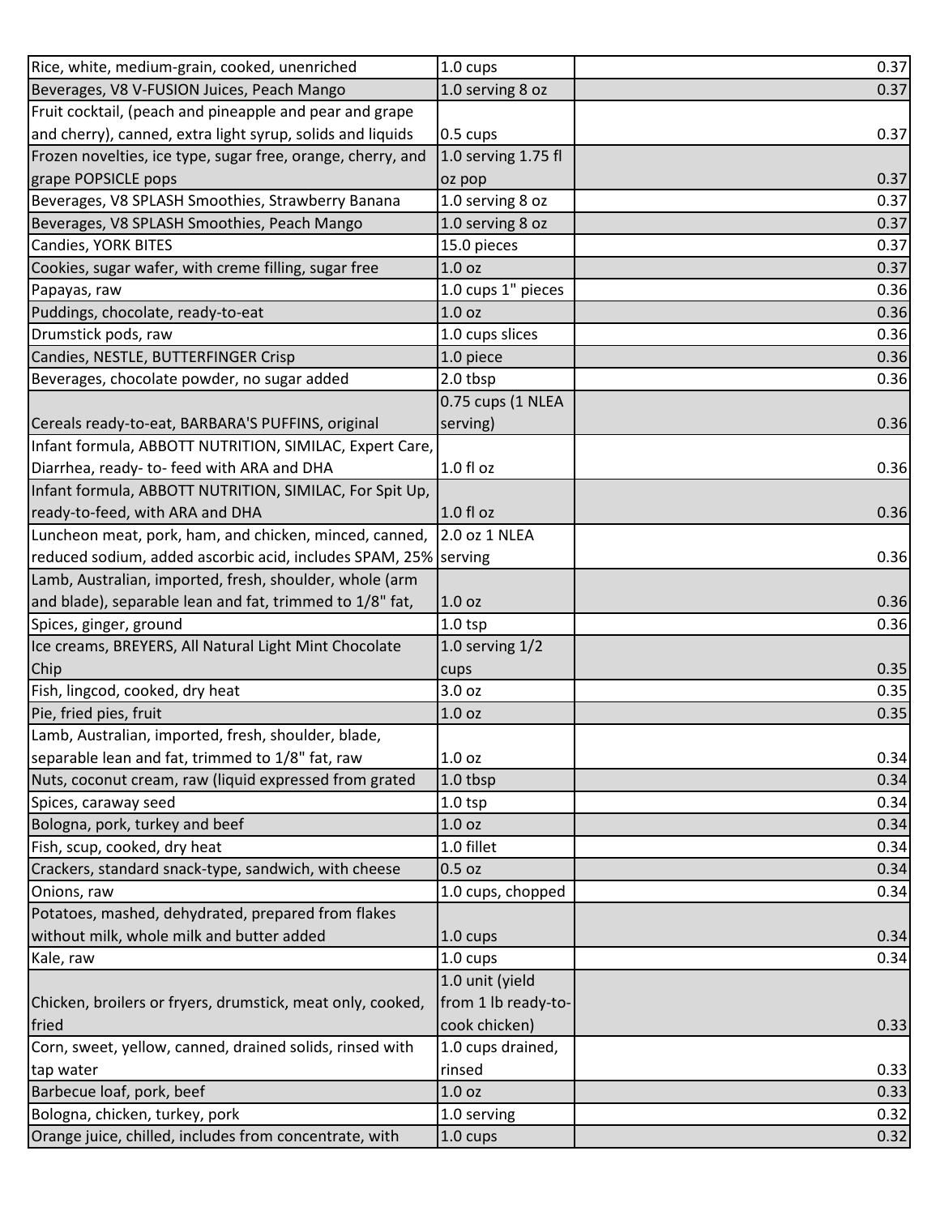| | | |
|---|---|---|
| Rice, white, medium-grain, cooked, unenriched | 1.0 cups | 0.37 |
| Beverages, V8 V-FUSION Juices, Peach Mango | 1.0 serving 8 oz | 0.37 |
| Fruit cocktail, (peach and pineapple and pear and grape and cherry), canned, extra light syrup, solids and liquids | 0.5 cups | 0.37 |
| Frozen novelties, ice type, sugar free, orange, cherry, and grape POPSICLE pops | 1.0 serving 1.75 fl oz pop | 0.37 |
| Beverages, V8 SPLASH Smoothies, Strawberry Banana | 1.0 serving 8 oz | 0.37 |
| Beverages, V8 SPLASH Smoothies, Peach Mango | 1.0 serving 8 oz | 0.37 |
| Candies, YORK BITES | 15.0 pieces | 0.37 |
| Cookies, sugar wafer, with creme filling, sugar free | 1.0 oz | 0.37 |
| Papayas, raw | 1.0 cups 1" pieces | 0.36 |
| Puddings, chocolate, ready-to-eat | 1.0 oz | 0.36 |
| Drumstick pods, raw | 1.0 cups slices | 0.36 |
| Candies, NESTLE, BUTTERFINGER Crisp | 1.0 piece | 0.36 |
| Beverages, chocolate powder, no sugar added | 2.0 tbsp | 0.36 |
| Cereals ready-to-eat, BARBARA'S PUFFINS, original | 0.75 cups (1 NLEA serving) | 0.36 |
| Infant formula, ABBOTT NUTRITION, SIMILAC, Expert Care, Diarrhea, ready- to- feed with ARA and DHA | 1.0 fl oz | 0.36 |
| Infant formula, ABBOTT NUTRITION, SIMILAC, For Spit Up, ready-to-feed, with ARA and DHA | 1.0 fl oz | 0.36 |
| Luncheon meat, pork, ham, and chicken, minced, canned, reduced sodium, added ascorbic acid, includes SPAM, 25% | 2.0 oz 1 NLEA serving | 0.36 |
| Lamb, Australian, imported, fresh, shoulder, whole (arm and blade), separable lean and fat, trimmed to 1/8" fat, | 1.0 oz | 0.36 |
| Spices, ginger, ground | 1.0 tsp | 0.36 |
| Ice creams, BREYERS, All Natural Light Mint Chocolate Chip | 1.0 serving 1/2 cups | 0.35 |
| Fish, lingcod, cooked, dry heat | 3.0 oz | 0.35 |
| Pie, fried pies, fruit | 1.0 oz | 0.35 |
| Lamb, Australian, imported, fresh, shoulder, blade, separable lean and fat, trimmed to 1/8" fat, raw | 1.0 oz | 0.34 |
| Nuts, coconut cream, raw (liquid expressed from grated | 1.0 tbsp | 0.34 |
| Spices, caraway seed | 1.0 tsp | 0.34 |
| Bologna, pork, turkey and beef | 1.0 oz | 0.34 |
| Fish, scup, cooked, dry heat | 1.0 fillet | 0.34 |
| Crackers, standard snack-type, sandwich, with cheese | 0.5 oz | 0.34 |
| Onions, raw | 1.0 cups, chopped | 0.34 |
| Potatoes, mashed, dehydrated, prepared from flakes without milk, whole milk and butter added | 1.0 cups | 0.34 |
| Kale, raw | 1.0 cups | 0.34 |
| Chicken, broilers or fryers, drumstick, meat only, cooked, fried | 1.0 unit (yield from 1 lb ready-to-cook chicken) | 0.33 |
| Corn, sweet, yellow, canned, drained solids, rinsed with tap water | 1.0 cups drained, rinsed | 0.33 |
| Barbecue loaf, pork, beef | 1.0 oz | 0.33 |
| Bologna, chicken, turkey, pork | 1.0 serving | 0.32 |
| Orange juice, chilled, includes from concentrate, with | 1.0 cups | 0.32 |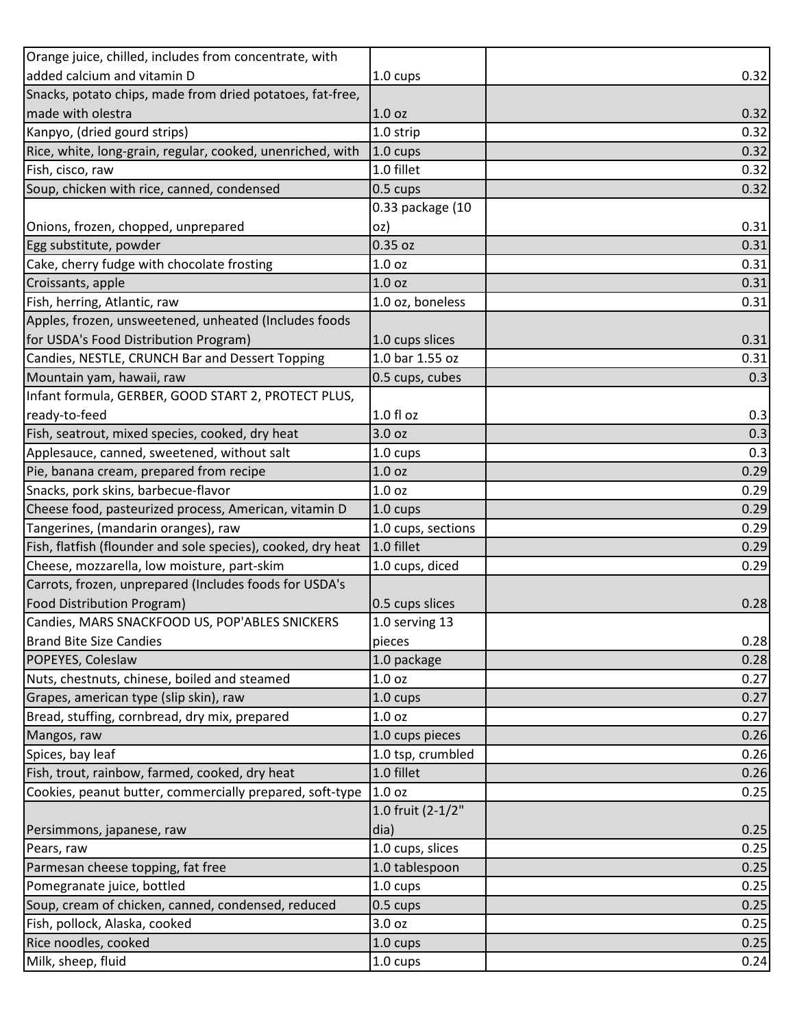| | | |
|---|---|---|
| Orange juice, chilled, includes from concentrate, with added calcium and vitamin D | 1.0 cups | 0.32 |
| Snacks, potato chips, made from dried potatoes, fat-free, made with olestra | 1.0 oz | 0.32 |
| Kanpyo, (dried gourd strips) | 1.0 strip | 0.32 |
| Rice, white, long-grain, regular, cooked, unenriched, with | 1.0 cups | 0.32 |
| Fish, cisco, raw | 1.0 fillet | 0.32 |
| Soup, chicken with rice, canned, condensed | 0.5 cups | 0.32 |
| Onions, frozen, chopped, unprepared | 0.33 package (10 oz) | 0.31 |
| Egg substitute, powder | 0.35 oz | 0.31 |
| Cake, cherry fudge with chocolate frosting | 1.0 oz | 0.31 |
| Croissants, apple | 1.0 oz | 0.31 |
| Fish, herring, Atlantic, raw | 1.0 oz, boneless | 0.31 |
| Apples, frozen, unsweetened, unheated (Includes foods for USDA's Food Distribution Program) | 1.0 cups slices | 0.31 |
| Candies, NESTLE, CRUNCH Bar and Dessert Topping | 1.0 bar 1.55 oz | 0.31 |
| Mountain yam, hawaii, raw | 0.5 cups, cubes | 0.3 |
| Infant formula, GERBER, GOOD START 2, PROTECT PLUS, ready-to-feed | 1.0 fl oz | 0.3 |
| Fish, seatrout, mixed species, cooked, dry heat | 3.0 oz | 0.3 |
| Applesauce, canned, sweetened, without salt | 1.0 cups | 0.3 |
| Pie, banana cream, prepared from recipe | 1.0 oz | 0.29 |
| Snacks, pork skins, barbecue-flavor | 1.0 oz | 0.29 |
| Cheese food, pasteurized process, American, vitamin D | 1.0 cups | 0.29 |
| Tangerines, (mandarin oranges), raw | 1.0 cups, sections | 0.29 |
| Fish, flatfish (flounder and sole species), cooked, dry heat | 1.0 fillet | 0.29 |
| Cheese, mozzarella, low moisture, part-skim | 1.0 cups, diced | 0.29 |
| Carrots, frozen, unprepared (Includes foods for USDA's Food Distribution Program) | 0.5 cups slices | 0.28 |
| Candies, MARS SNACKFOOD US, POP'ABLES SNICKERS Brand Bite Size Candies | 1.0 serving 13 pieces | 0.28 |
| POPEYES, Coleslaw | 1.0 package | 0.28 |
| Nuts, chestnuts, chinese, boiled and steamed | 1.0 oz | 0.27 |
| Grapes, american type (slip skin), raw | 1.0 cups | 0.27 |
| Bread, stuffing, cornbread, dry mix, prepared | 1.0 oz | 0.27 |
| Mangos, raw | 1.0 cups pieces | 0.26 |
| Spices, bay leaf | 1.0 tsp, crumbled | 0.26 |
| Fish, trout, rainbow, farmed, cooked, dry heat | 1.0 fillet | 0.26 |
| Cookies, peanut butter, commercially prepared, soft-type | 1.0 oz | 0.25 |
| Persimmons, japanese, raw | 1.0 fruit (2-1/2" dia) | 0.25 |
| Pears, raw | 1.0 cups, slices | 0.25 |
| Parmesan cheese topping, fat free | 1.0 tablespoon | 0.25 |
| Pomegranate juice, bottled | 1.0 cups | 0.25 |
| Soup, cream of chicken, canned, condensed, reduced | 0.5 cups | 0.25 |
| Fish, pollock, Alaska, cooked | 3.0 oz | 0.25 |
| Rice noodles, cooked | 1.0 cups | 0.25 |
| Milk, sheep, fluid | 1.0 cups | 0.24 |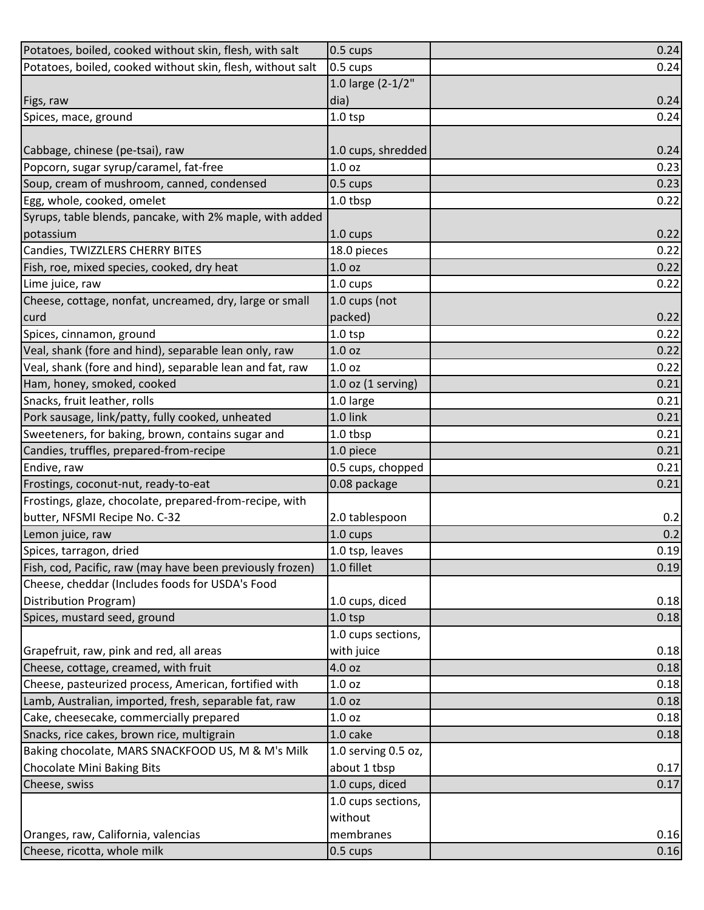| | | |
|---|---|---|
| Potatoes, boiled, cooked without skin, flesh, with salt | 0.5 cups | 0.24 |
| Potatoes, boiled, cooked without skin, flesh, without salt | 0.5 cups | 0.24 |
| Figs, raw | 1.0 large (2-1/2" dia) | 0.24 |
| Spices, mace, ground | 1.0 tsp | 0.24 |
| Cabbage, chinese (pe-tsai), raw | 1.0 cups, shredded | 0.24 |
| Popcorn, sugar syrup/caramel, fat-free | 1.0 oz | 0.23 |
| Soup, cream of mushroom, canned, condensed | 0.5 cups | 0.23 |
| Egg, whole, cooked, omelet | 1.0 tbsp | 0.22 |
| Syrups, table blends, pancake, with 2% maple, with added potassium | 1.0 cups | 0.22 |
| Candies, TWIZZLERS CHERRY BITES | 18.0 pieces | 0.22 |
| Fish, roe, mixed species, cooked, dry heat | 1.0 oz | 0.22 |
| Lime juice, raw | 1.0 cups | 0.22 |
| Cheese, cottage, nonfat, uncreamed, dry, large or small curd | 1.0 cups (not packed) | 0.22 |
| Spices, cinnamon, ground | 1.0 tsp | 0.22 |
| Veal, shank (fore and hind), separable lean only, raw | 1.0 oz | 0.22 |
| Veal, shank (fore and hind), separable lean and fat, raw | 1.0 oz | 0.22 |
| Ham, honey, smoked, cooked | 1.0 oz (1 serving) | 0.21 |
| Snacks, fruit leather, rolls | 1.0 large | 0.21 |
| Pork sausage, link/patty, fully cooked, unheated | 1.0 link | 0.21 |
| Sweeteners, for baking, brown, contains sugar and | 1.0 tbsp | 0.21 |
| Candies, truffles, prepared-from-recipe | 1.0 piece | 0.21 |
| Endive, raw | 0.5 cups, chopped | 0.21 |
| Frostings, coconut-nut, ready-to-eat | 0.08 package | 0.21 |
| Frostings, glaze, chocolate, prepared-from-recipe, with butter, NFSMI Recipe No. C-32 | 2.0 tablespoon | 0.2 |
| Lemon juice, raw | 1.0 cups | 0.2 |
| Spices, tarragon, dried | 1.0 tsp, leaves | 0.19 |
| Fish, cod, Pacific, raw (may have been previously frozen) | 1.0 fillet | 0.19 |
| Cheese, cheddar (Includes foods for USDA's Food Distribution Program) | 1.0 cups, diced | 0.18 |
| Spices, mustard seed, ground | 1.0 tsp | 0.18 |
| Grapefruit, raw, pink and red, all areas | 1.0 cups sections, with juice | 0.18 |
| Cheese, cottage, creamed, with fruit | 4.0 oz | 0.18 |
| Cheese, pasteurized process, American, fortified with | 1.0 oz | 0.18 |
| Lamb, Australian, imported, fresh, separable fat, raw | 1.0 oz | 0.18 |
| Cake, cheesecake, commercially prepared | 1.0 oz | 0.18 |
| Snacks, rice cakes, brown rice, multigrain | 1.0 cake | 0.18 |
| Baking chocolate, MARS SNACKFOOD US, M & M's Milk Chocolate Mini Baking Bits | 1.0 serving 0.5 oz, about 1 tbsp | 0.17 |
| Cheese, swiss | 1.0 cups, diced | 0.17 |
| Oranges, raw, California, valencias | 1.0 cups sections, without membranes | 0.16 |
| Cheese, ricotta, whole milk | 0.5 cups | 0.16 |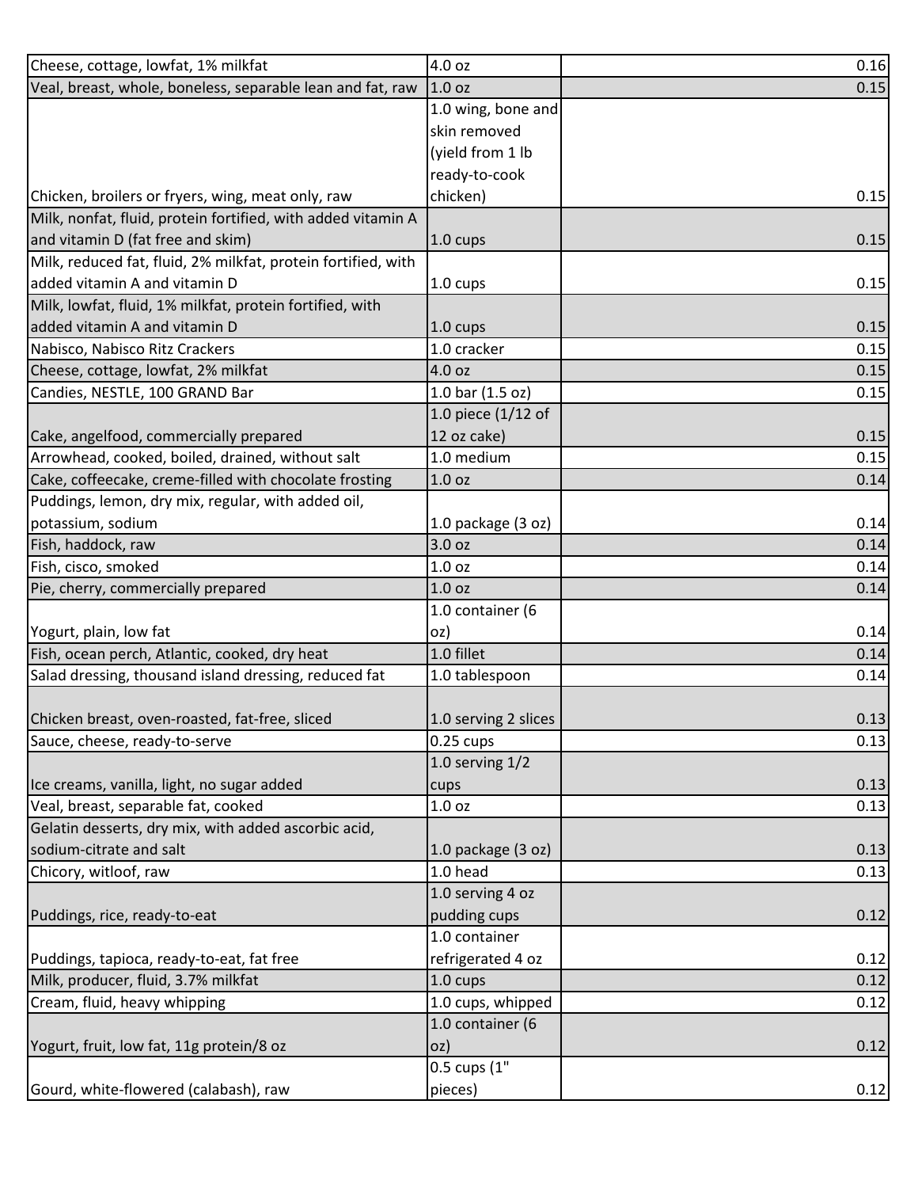| | | |
|---|---|---|
| Cheese, cottage, lowfat, 1% milkfat | 4.0 oz | 0.16 |
| Veal, breast, whole, boneless, separable lean and fat, raw | 1.0 oz | 0.15 |
| Chicken, broilers or fryers, wing, meat only, raw | 1.0 wing, bone and skin removed (yield from 1 lb ready-to-cook chicken) | 0.15 |
| Milk, nonfat, fluid, protein fortified, with added vitamin A and vitamin D (fat free and skim) | 1.0 cups | 0.15 |
| Milk, reduced fat, fluid, 2% milkfat, protein fortified, with added vitamin A and vitamin D | 1.0 cups | 0.15 |
| Milk, lowfat, fluid, 1% milkfat, protein fortified, with added vitamin A and vitamin D | 1.0 cups | 0.15 |
| Nabisco, Nabisco Ritz Crackers | 1.0 cracker | 0.15 |
| Cheese, cottage, lowfat, 2% milkfat | 4.0 oz | 0.15 |
| Candies, NESTLE, 100 GRAND Bar | 1.0 bar (1.5 oz) | 0.15 |
| Cake, angelfood, commercially prepared | 1.0 piece (1/12 of 12 oz cake) | 0.15 |
| Arrowhead, cooked, boiled, drained, without salt | 1.0 medium | 0.15 |
| Cake, coffeecake, creme-filled with chocolate frosting | 1.0 oz | 0.14 |
| Puddings, lemon, dry mix, regular, with added oil, potassium, sodium | 1.0 package (3 oz) | 0.14 |
| Fish, haddock, raw | 3.0 oz | 0.14 |
| Fish, cisco, smoked | 1.0 oz | 0.14 |
| Pie, cherry, commercially prepared | 1.0 oz | 0.14 |
| Yogurt, plain, low fat | 1.0 container (6 oz) | 0.14 |
| Fish, ocean perch, Atlantic, cooked, dry heat | 1.0 fillet | 0.14 |
| Salad dressing, thousand island dressing, reduced fat | 1.0 tablespoon | 0.14 |
| Chicken breast, oven-roasted, fat-free, sliced | 1.0 serving 2 slices | 0.13 |
| Sauce, cheese, ready-to-serve | 0.25 cups | 0.13 |
| Ice creams, vanilla, light, no sugar added | 1.0 serving 1/2 cups | 0.13 |
| Veal, breast, separable fat, cooked | 1.0 oz | 0.13 |
| Gelatin desserts, dry mix, with added ascorbic acid, sodium-citrate and salt | 1.0 package (3 oz) | 0.13 |
| Chicory, witloof, raw | 1.0 head | 0.13 |
| Puddings, rice, ready-to-eat | 1.0 serving 4 oz pudding cups | 0.12 |
| Puddings, tapioca, ready-to-eat, fat free | 1.0 container refrigerated 4 oz | 0.12 |
| Milk, producer, fluid, 3.7% milkfat | 1.0 cups | 0.12 |
| Cream, fluid, heavy whipping | 1.0 cups, whipped | 0.12 |
| Yogurt, fruit, low fat, 11g protein/8 oz | 1.0 container (6 oz) | 0.12 |
| Gourd, white-flowered (calabash), raw | 0.5 cups (1" pieces) | 0.12 |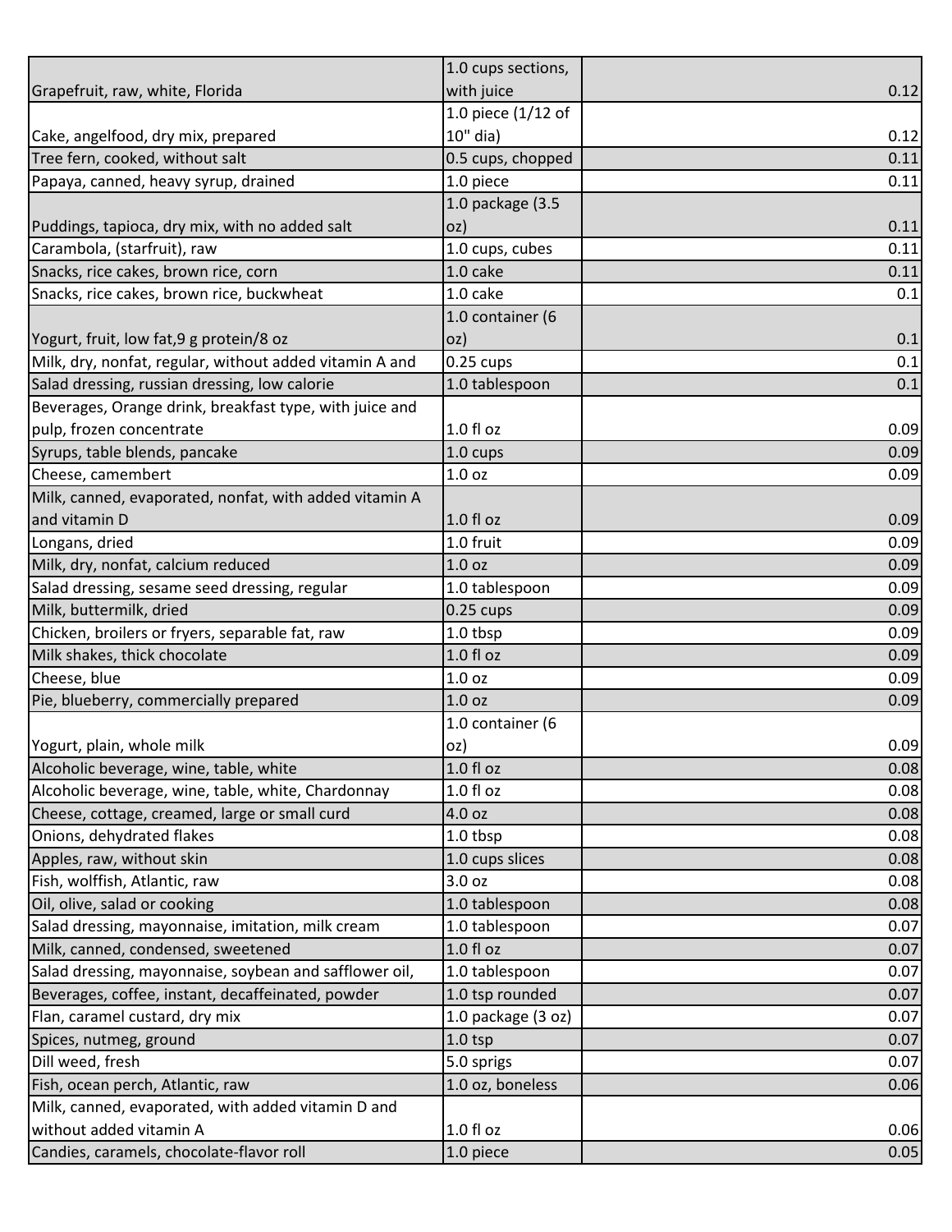| | | |
|---|---|---|
| Grapefruit, raw, white, Florida | 1.0 cups sections, with juice | 0.12 |
| Cake, angelfood, dry mix, prepared | 1.0 piece (1/12 of 10" dia) | 0.12 |
| Tree fern, cooked, without salt | 0.5 cups, chopped | 0.11 |
| Papaya, canned, heavy syrup, drained | 1.0 piece | 0.11 |
| Puddings, tapioca, dry mix, with no added salt | 1.0 package (3.5 oz) | 0.11 |
| Carambola, (starfruit), raw | 1.0 cups, cubes | 0.11 |
| Snacks, rice cakes, brown rice, corn | 1.0 cake | 0.11 |
| Snacks, rice cakes, brown rice, buckwheat | 1.0 cake | 0.1 |
| Yogurt, fruit, low fat,9 g protein/8 oz | 1.0 container (6 oz) | 0.1 |
| Milk, dry, nonfat, regular, without added vitamin A and | 0.25 cups | 0.1 |
| Salad dressing, russian dressing, low calorie | 1.0 tablespoon | 0.1 |
| Beverages, Orange drink, breakfast type, with juice and pulp, frozen concentrate | 1.0 fl oz | 0.09 |
| Syrups, table blends, pancake | 1.0 cups | 0.09 |
| Cheese, camembert | 1.0 oz | 0.09 |
| Milk, canned, evaporated, nonfat, with added vitamin A and vitamin D | 1.0 fl oz | 0.09 |
| Longans, dried | 1.0 fruit | 0.09 |
| Milk, dry, nonfat, calcium reduced | 1.0 oz | 0.09 |
| Salad dressing, sesame seed dressing, regular | 1.0 tablespoon | 0.09 |
| Milk, buttermilk, dried | 0.25 cups | 0.09 |
| Chicken, broilers or fryers, separable fat, raw | 1.0 tbsp | 0.09 |
| Milk shakes, thick chocolate | 1.0 fl oz | 0.09 |
| Cheese, blue | 1.0 oz | 0.09 |
| Pie, blueberry, commercially prepared | 1.0 oz | 0.09 |
| Yogurt, plain, whole milk | 1.0 container (6 oz) | 0.09 |
| Alcoholic beverage, wine, table, white | 1.0 fl oz | 0.08 |
| Alcoholic beverage, wine, table, white, Chardonnay | 1.0 fl oz | 0.08 |
| Cheese, cottage, creamed, large or small curd | 4.0 oz | 0.08 |
| Onions, dehydrated flakes | 1.0 tbsp | 0.08 |
| Apples, raw, without skin | 1.0 cups slices | 0.08 |
| Fish, wolffish, Atlantic, raw | 3.0 oz | 0.08 |
| Oil, olive, salad or cooking | 1.0 tablespoon | 0.08 |
| Salad dressing, mayonnaise, imitation, milk cream | 1.0 tablespoon | 0.07 |
| Milk, canned, condensed, sweetened | 1.0 fl oz | 0.07 |
| Salad dressing, mayonnaise, soybean and safflower oil, | 1.0 tablespoon | 0.07 |
| Beverages, coffee, instant, decaffeinated, powder | 1.0 tsp rounded | 0.07 |
| Flan, caramel custard, dry mix | 1.0 package (3 oz) | 0.07 |
| Spices, nutmeg, ground | 1.0 tsp | 0.07 |
| Dill weed, fresh | 5.0 sprigs | 0.07 |
| Fish, ocean perch, Atlantic, raw | 1.0 oz, boneless | 0.06 |
| Milk, canned, evaporated, with added vitamin D and without added vitamin A | 1.0 fl oz | 0.06 |
| Candies, caramels, chocolate-flavor roll | 1.0 piece | 0.05 |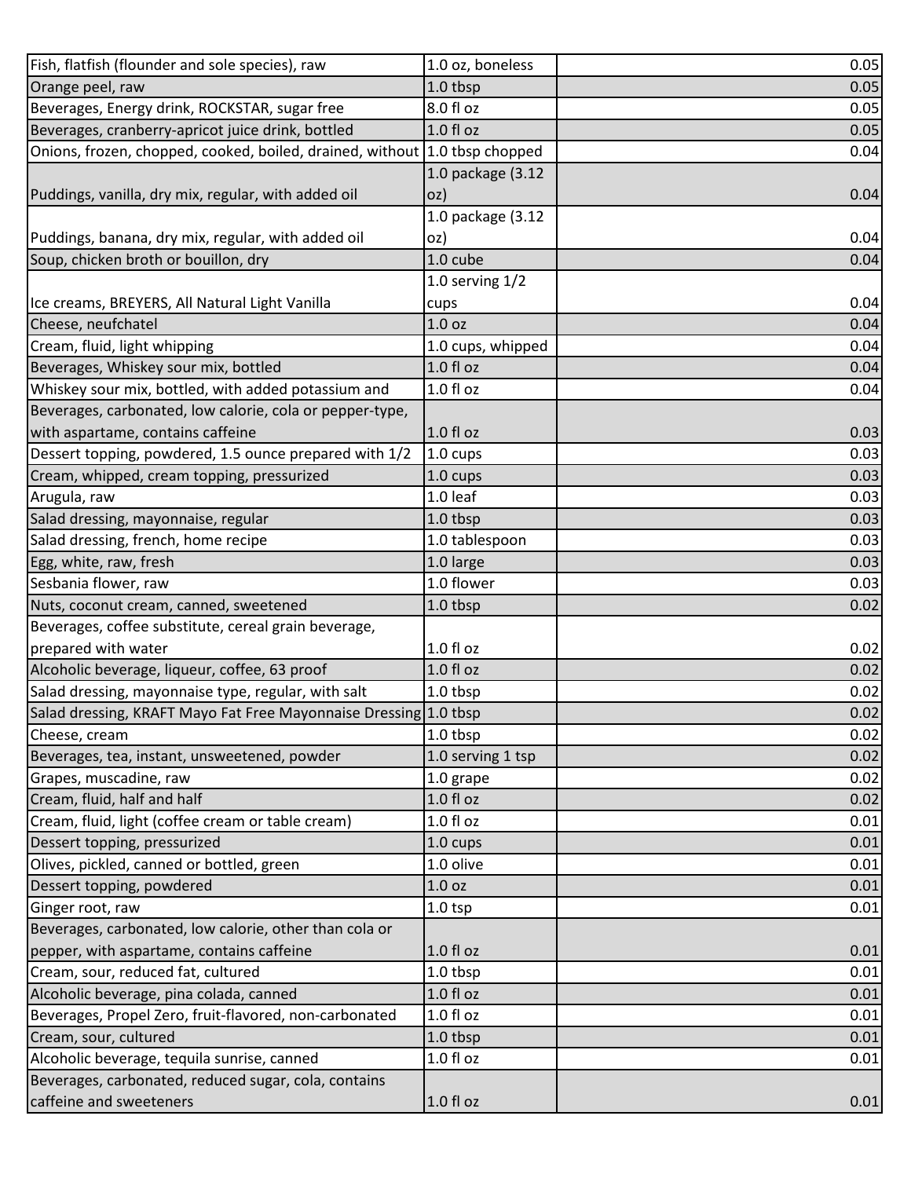| | | |
|---|---|---|
| Fish, flatfish (flounder and sole species), raw | 1.0 oz, boneless | 0.05 |
| Orange peel, raw | 1.0 tbsp | 0.05 |
| Beverages, Energy drink, ROCKSTAR, sugar free | 8.0 fl oz | 0.05 |
| Beverages, cranberry-apricot juice drink, bottled | 1.0 fl oz | 0.05 |
| Onions, frozen, chopped, cooked, boiled, drained, without | 1.0 tbsp chopped | 0.04 |
| Puddings, vanilla, dry mix, regular, with added oil | 1.0 package (3.12 oz) | 0.04 |
| Puddings, banana, dry mix, regular, with added oil | 1.0 package (3.12 oz) | 0.04 |
| Soup, chicken broth or bouillon, dry | 1.0 cube | 0.04 |
| Ice creams, BREYERS, All Natural Light Vanilla | 1.0 serving 1/2 cups | 0.04 |
| Cheese, neufchatel | 1.0 oz | 0.04 |
| Cream, fluid, light whipping | 1.0 cups, whipped | 0.04 |
| Beverages, Whiskey sour mix, bottled | 1.0 fl oz | 0.04 |
| Whiskey sour mix, bottled, with added potassium and | 1.0 fl oz | 0.04 |
| Beverages, carbonated, low calorie, cola or pepper-type, with aspartame, contains caffeine | 1.0 fl oz | 0.03 |
| Dessert topping, powdered, 1.5 ounce prepared with 1/2 | 1.0 cups | 0.03 |
| Cream, whipped, cream topping, pressurized | 1.0 cups | 0.03 |
| Arugula, raw | 1.0 leaf | 0.03 |
| Salad dressing, mayonnaise, regular | 1.0 tbsp | 0.03 |
| Salad dressing, french, home recipe | 1.0 tablespoon | 0.03 |
| Egg, white, raw, fresh | 1.0 large | 0.03 |
| Sesbania flower, raw | 1.0 flower | 0.03 |
| Nuts, coconut cream, canned, sweetened | 1.0 tbsp | 0.02 |
| Beverages, coffee substitute, cereal grain beverage, prepared with water | 1.0 fl oz | 0.02 |
| Alcoholic beverage, liqueur, coffee, 63 proof | 1.0 fl oz | 0.02 |
| Salad dressing, mayonnaise type, regular, with salt | 1.0 tbsp | 0.02 |
| Salad dressing, KRAFT Mayo Fat Free Mayonnaise Dressing | 1.0 tbsp | 0.02 |
| Cheese, cream | 1.0 tbsp | 0.02 |
| Beverages, tea, instant, unsweetened, powder | 1.0 serving 1 tsp | 0.02 |
| Grapes, muscadine, raw | 1.0 grape | 0.02 |
| Cream, fluid, half and half | 1.0 fl oz | 0.02 |
| Cream, fluid, light (coffee cream or table cream) | 1.0 fl oz | 0.01 |
| Dessert topping, pressurized | 1.0 cups | 0.01 |
| Olives, pickled, canned or bottled, green | 1.0 olive | 0.01 |
| Dessert topping, powdered | 1.0 oz | 0.01 |
| Ginger root, raw | 1.0 tsp | 0.01 |
| Beverages, carbonated, low calorie, other than cola or pepper, with aspartame, contains caffeine | 1.0 fl oz | 0.01 |
| Cream, sour, reduced fat, cultured | 1.0 tbsp | 0.01 |
| Alcoholic beverage, pina colada, canned | 1.0 fl oz | 0.01 |
| Beverages, Propel Zero, fruit-flavored, non-carbonated | 1.0 fl oz | 0.01 |
| Cream, sour, cultured | 1.0 tbsp | 0.01 |
| Alcoholic beverage, tequila sunrise, canned | 1.0 fl oz | 0.01 |
| Beverages, carbonated, reduced sugar, cola, contains caffeine and sweeteners | 1.0 fl oz | 0.01 |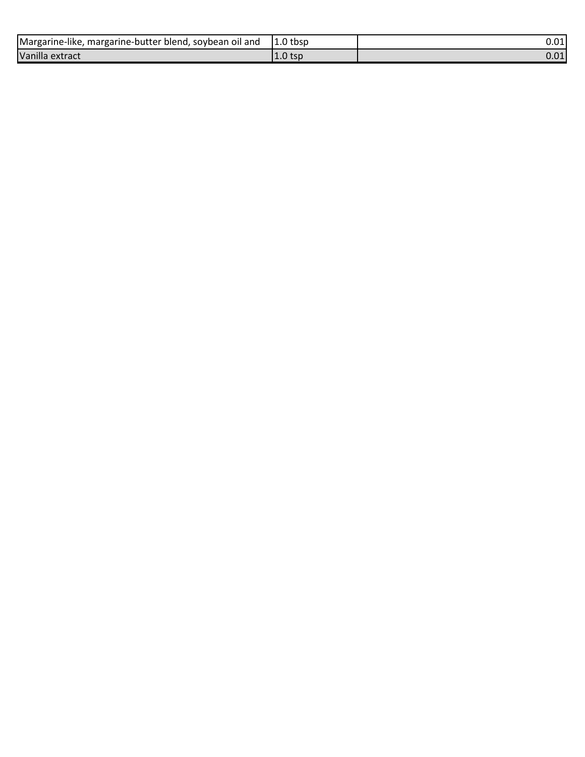| | | |
|---|---|---|
| Margarine-like, margarine-butter blend, soybean oil and | 1.0 tbsp | 0.01 |
| Vanilla extract | 1.0 tsp | 0.01 |